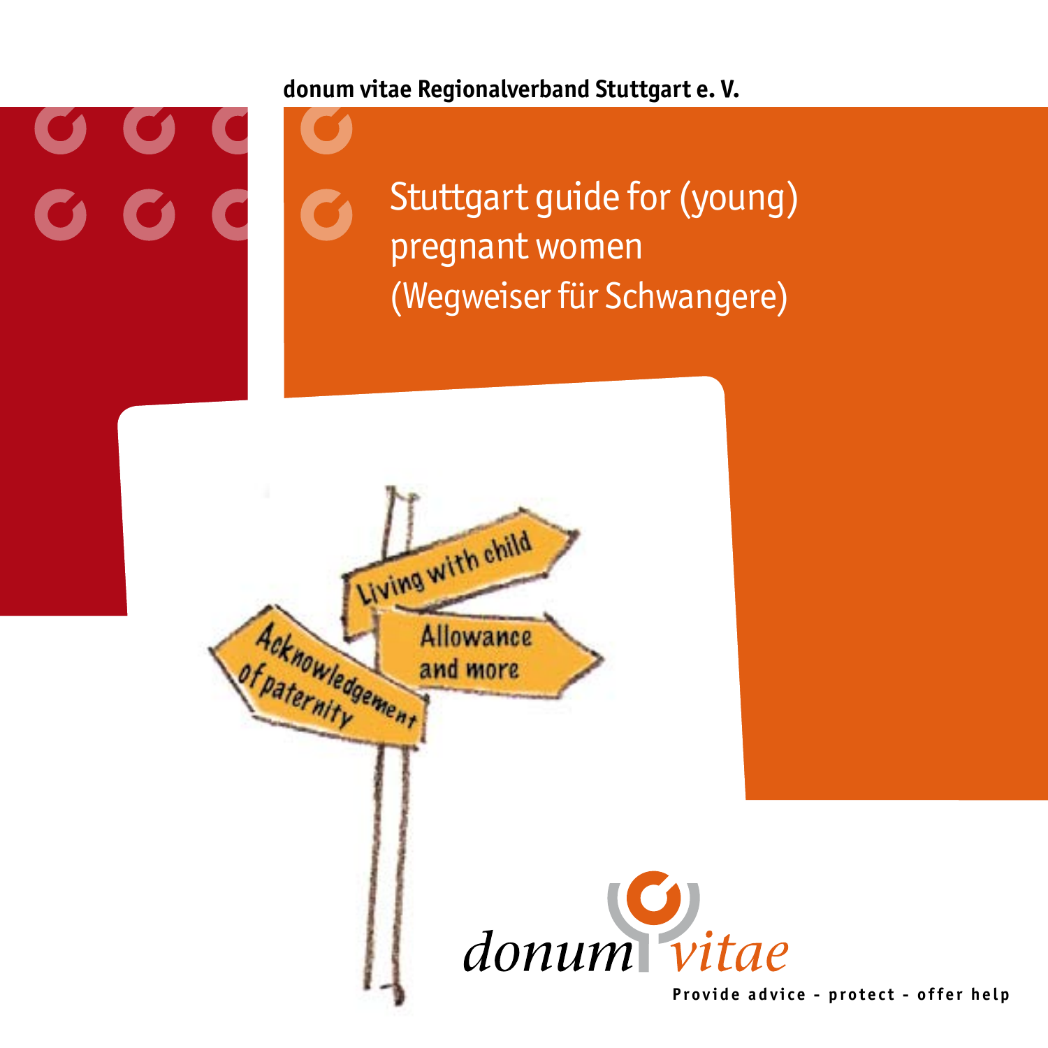**donum vitae Regionalverband Stuttgart e. V.**

# Stuttgart guide for (young) pregnant women (Wegweiser für Schwangere)

Living with child

Allowance and more

Acknowledgement of paternity

donum vitae

Provide advice - protect - offer help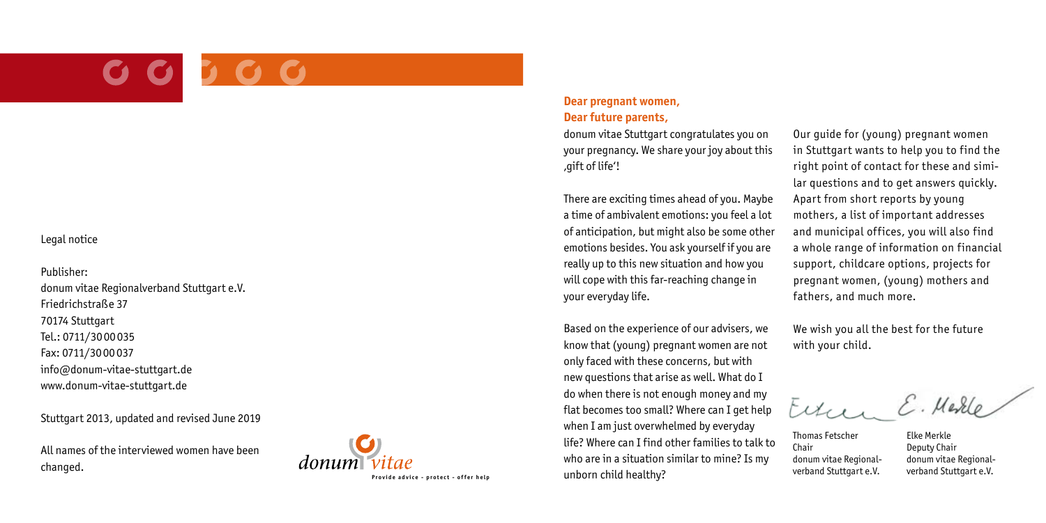Legal notice

Publisher:
donum vitae Regionalverband Stuttgart e.V.
Friedrichstraße 37
70174 Stuttgart
Tel.: 0711/3000035
Fax: 0711/3000037
info@donum-vitae-stuttgart.de
www.donum-vitae-stuttgart.de

Stuttgart 2013, updated and revised June 2019

All names of the interviewed women have been changed.

donum vitae
Provide advice - protect - offer help

**Dear pregnant women,**
**Dear future parents,**

donum vitae Stuttgart congratulates you on your pregnancy. We share your joy about this ‚gift of life'!

There are exciting times ahead of you. Maybe a time of ambivalent emotions: you feel a lot of anticipation, but might also be some other emotions besides. You ask yourself if you are really up to this new situation and how you will cope with this far-reaching change in your everyday life.

Based on the experience of our advisers, we know that (young) pregnant women are not only faced with these concerns, but with new questions that arise as well. What do I do when there is not enough money and my flat becomes too small? Where can I get help when I am just overwhelmed by everyday life? Where can I find other families to talk to who are in a situation similar to mine? Is my unborn child healthy?

Our guide for (young) pregnant women in Stuttgart wants to help you to find the right point of contact for these and similar questions and to get answers quickly. Apart from short reports by young mothers, a list of important addresses and municipal offices, you will also find a whole range of information on financial support, childcare options, projects for pregnant women, (young) mothers and fathers, and much more.

We wish you all the best for the future with your child.

Thomas Fetscher
Chair
donum vitae Regionalverband Stuttgart e.V.

Elke Merkle
Deputy Chair
donum vitae Regionalverband Stuttgart e.V.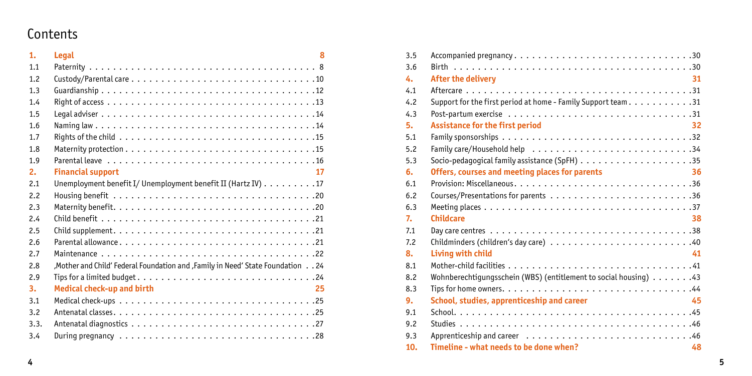# Contents

| | | |
|---|---|---|
| **1.** | **Legal** | **8** |
| 1.1 | Paternity | 8 |
| 1.2 | Custody/Parental care | 10 |
| 1.3 | Guardianship | 12 |
| 1.4 | Right of access | 13 |
| 1.5 | Legal adviser | 14 |
| 1.6 | Naming law | 14 |
| 1.7 | Rights of the child | 15 |
| 1.8 | Maternity protection | 15 |
| 1.9 | Parental leave | 16 |
| **2.** | **Financial support** | **17** |
| 2.1 | Unemployment benefit I/ Unemployment benefit II (Hartz IV) | 17 |
| 2.2 | Housing benefit | 20 |
| 2.3 | Maternity benefit | 20 |
| 2.4 | Child benefit | 21 |
| 2.5 | Child supplement | 21 |
| 2.6 | Parental allowance | 21 |
| 2.7 | Maintenance | 22 |
| 2.8 | ‚Mother and Child' Federal Foundation and ‚Family in Need' State Foundation | 24 |
| 2.9 | Tips for a limited budget | 24 |
| **3.** | **Medical check-up and birth** | **25** |
| 3.1 | Medical check-ups | 25 |
| 3.2 | Antenatal classes | 25 |
| 3.3. | Antenatal diagnostics | 27 |
| 3.4 | During pregnancy | 28 |
| 3.5 | Accompanied pregnancy | 30 |
| 3.6 | Birth | 30 |
| **4.** | **After the delivery** | **31** |
| 4.1 | Aftercare | 31 |
| 4.2 | Support for the first period at home - Family Support team | 31 |
| 4.3 | Post-partum exercise | 31 |
| **5.** | **Assistance for the first period** | **32** |
| 5.1 | Family sponsorships | 32 |
| 5.2 | Family care/Household help | 34 |
| 5.3 | Socio-pedagogical family assistance (SpFH) | 35 |
| **6.** | **Offers, courses and meeting places for parents** | **36** |
| 6.1 | Provision: Miscellaneous | 36 |
| 6.2 | Courses/Presentations for parents | 36 |
| 6.3 | Meeting places | 37 |
| **7.** | **Childcare** | **38** |
| 7.1 | Day care centres | 38 |
| 7.2 | Childminders (children's day care) | 40 |
| **8.** | **Living with child** | **41** |
| 8.1 | Mother-child facilities | 41 |
| 8.2 | Wohnberechtigungsschein (WBS) (entitlement to social housing) | 43 |
| 8.3 | Tips for home owners | 44 |
| **9.** | **School, studies, apprenticeship and career** | **45** |
| 9.1 | School | 45 |
| 9.2 | Studies | 46 |
| 9.3 | Apprenticeship and career | 46 |
| **10.** | **Timeline - what needs to be done when?** | **48** |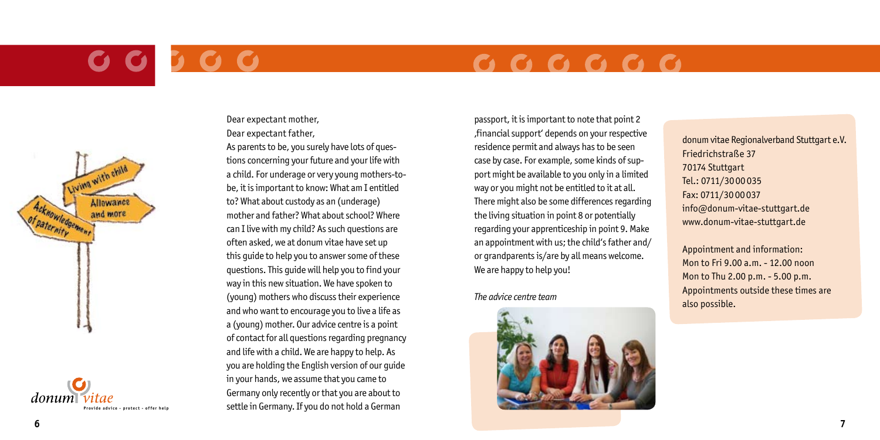Dear expectant mother,
Dear expectant father,

As parents to be, you surely have lots of questions concerning your future and your life with a child. For underage or very young mothers-to-be, it is important to know: What am I entitled to? What about custody as an (underage) mother and father? What about school? Where can I live with my child? As such questions are often asked, we at donum vitae have set up this guide to help you to answer some of these questions. This guide will help you to find your way in this new situation. We have spoken to (young) mothers who discuss their experience and who want to encourage you to live a life as a (young) mother. Our advice centre is a point of contact for all questions regarding pregnancy and life with a child. We are happy to help. As you are holding the English version of our guide in your hands, we assume that you came to Germany only recently or that you are about to settle in Germany. If you do not hold a German passport, it is important to note that point 2 ‚financial support' depends on your respective residence permit and always has to be seen case by case. For example, some kinds of support might be available to you only in a limited way or you might not be entitled to it at all. There might also be some differences regarding the living situation in point 8 or potentially regarding your apprenticeship in point 9. Make an appointment with us; the child's father and/or grandparents is/are by all means welcome. We are happy to help you!

*The advice centre team*

donum vitae Regionalverband Stuttgart e.V.
Friedrichstraße 37
70174 Stuttgart
Tel.: 0711/30 00 035
Fax: 0711/30 00 037
info@donum-vitae-stuttgart.de
www.donum-vitae-stuttgart.de

Appointment and information:
Mon to Fri 9.00 a.m. - 12.00 noon
Mon to Thu 2.00 p.m. - 5.00 p.m.
Appointments outside these times are also possible.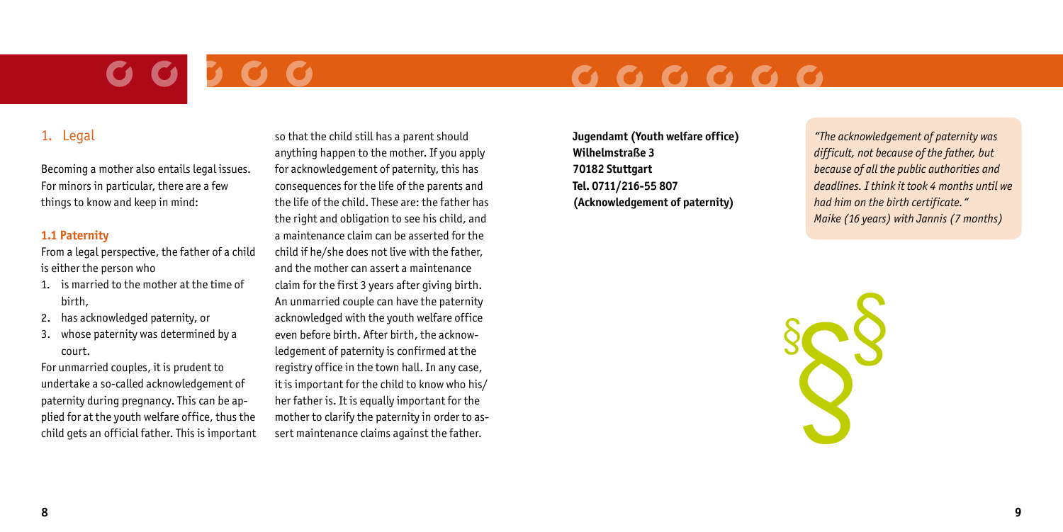## 1. Legal

Becoming a mother also entails legal issues. For minors in particular, there are a few things to know and keep in mind:

### 1.1 Paternity

From a legal perspective, the father of a child is either the person who

1. is married to the mother at the time of birth,
2. has acknowledged paternity, or
3. whose paternity was determined by a court.

For unmarried couples, it is prudent to undertake a so-called acknowledgement of paternity during pregnancy. This can be applied for at the youth welfare office, thus the child gets an official father. This is important so that the child still has a parent should anything happen to the mother. If you apply for acknowledgement of paternity, this has consequences for the life of the parents and the life of the child. These are: the father has the right and obligation to see his child, and a maintenance claim can be asserted for the child if he/she does not live with the father, and the mother can assert a maintenance claim for the first 3 years after giving birth. An unmarried couple can have the paternity acknowledged with the youth welfare office even before birth. After birth, the acknowledgement of paternity is confirmed at the registry office in the town hall. In any case, it is important for the child to know who his/her father is. It is equally important for the mother to clarify the paternity in order to assert maintenance claims against the father.

**Jugendamt (Youth welfare office)**
**Wilhelmstraße 3**
**70182 Stuttgart**
**Tel. 0711/216-55 807**
**(Acknowledgement of paternity)**

*"The acknowledgement of paternity was difficult, not because of the father, but because of all the public authorities and deadlines. I think it took 4 months until we had him on the birth certificate."*
*Maike (16 years) with Jannis (7 months)*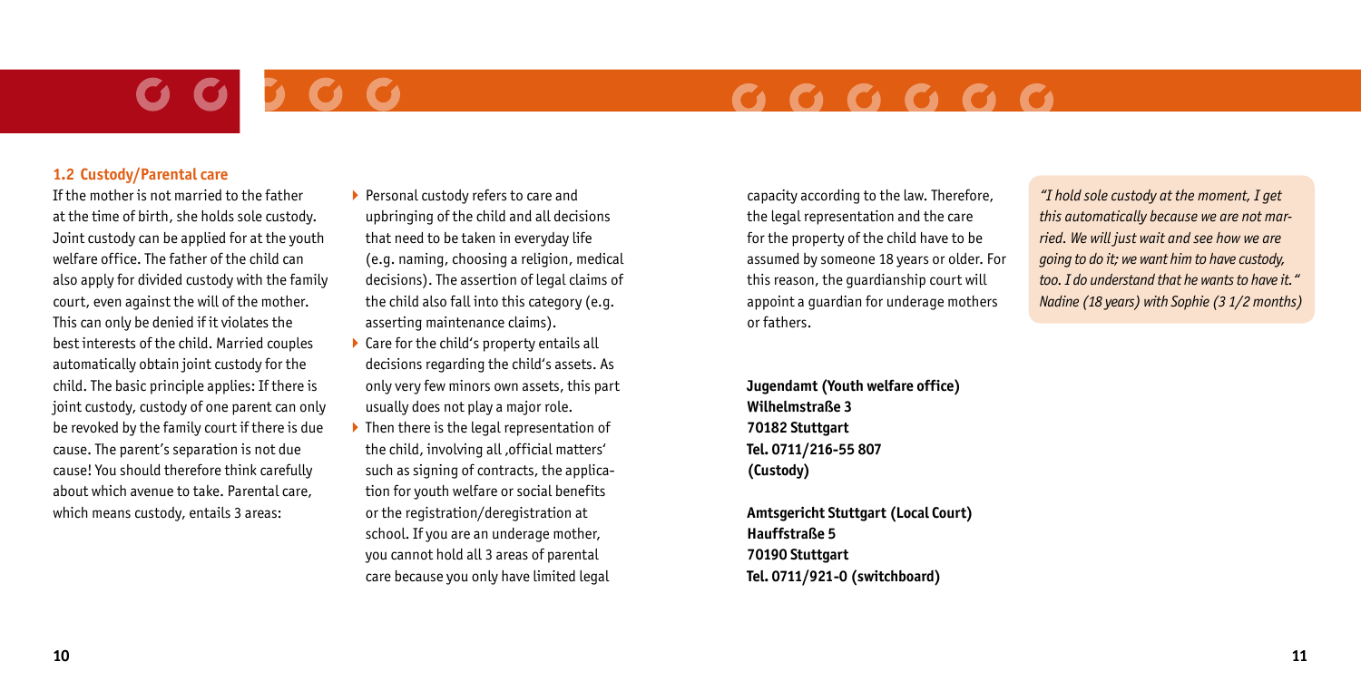### 1.2 Custody/Parental care

If the mother is not married to the father at the time of birth, she holds sole custody. Joint custody can be applied for at the youth welfare office. The father of the child can also apply for divided custody with the family court, even against the will of the mother. This can only be denied if it violates the best interests of the child. Married couples automatically obtain joint custody for the child. The basic principle applies: If there is joint custody, custody of one parent can only be revoked by the family court if there is due cause. The parent's separation is not due cause! You should therefore think carefully about which avenue to take. Parental care, which means custody, entails 3 areas:

- Personal custody refers to care and upbringing of the child and all decisions that need to be taken in everyday life (e.g. naming, choosing a religion, medical decisions). The assertion of legal claims of the child also fall into this category (e.g. asserting maintenance claims).
- Care for the child's property entails all decisions regarding the child's assets. As only very few minors own assets, this part usually does not play a major role.
- Then there is the legal representation of the child, involving all ‚official matters' such as signing of contracts, the application for youth welfare or social benefits or the registration/deregistration at school. If you are an underage mother, you cannot hold all 3 areas of parental care because you only have limited legal capacity according to the law. Therefore, the legal representation and the care for the property of the child have to be assumed by someone 18 years or older. For this reason, the guardianship court will appoint a guardian for underage mothers or fathers.

**Jugendamt (Youth welfare office)**
**Wilhelmstraße 3**
**70182 Stuttgart**
**Tel. 0711/216-55 807**
**(Custody)**

**Amtsgericht Stuttgart (Local Court)**
**Hauffstraße 5**
**70190 Stuttgart**
**Tel. 0711/921-0 (switchboard)**

*"I hold sole custody at the moment, I get this automatically because we are not married. We will just wait and see how we are going to do it; we want him to have custody, too. I do understand that he wants to have it."*
*Nadine (18 years) with Sophie (3 1/2 months)*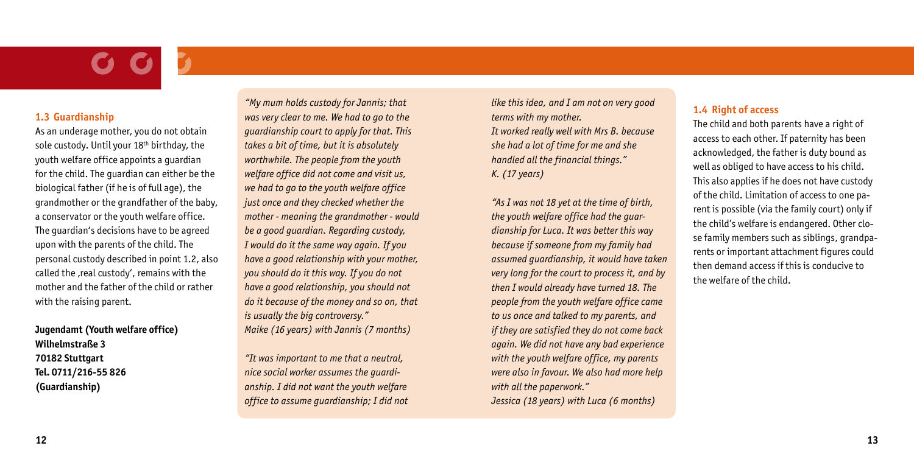### 1.3 Guardianship

As an underage mother, you do not obtain sole custody. Until your 18th birthday, the youth welfare office appoints a guardian for the child. The guardian can either be the biological father (if he is of full age), the grandmother or the grandfather of the baby, a conservator or the youth welfare office. The guardian's decisions have to be agreed upon with the parents of the child. The personal custody described in point 1.2, also called the ‚real custody', remains with the mother and the father of the child or rather with the raising parent.

**Jugendamt (Youth welfare office)**
**Wilhelmstraße 3**
**70182 Stuttgart**
**Tel. 0711/216-55 826**
**(Guardianship)**

*"My mum holds custody for Jannis; that was very clear to me. We had to go to the guardianship court to apply for that. This takes a bit of time, but it is absolutely worthwhile. The people from the youth welfare office did not come and visit us, we had to go to the youth welfare office just once and they checked whether the mother - meaning the grandmother - would be a good guardian. Regarding custody, I would do it the same way again. If you have a good relationship with your mother, you should do it this way. If you do not have a good relationship, you should not do it because of the money and so on, that is usually the big controversy."*
*Maike (16 years) with Jannis (7 months)*

*"It was important to me that a neutral, nice social worker assumes the guardianship. I did not want the youth welfare office to assume guardianship; I did not like this idea, and I am not on very good terms with my mother.*
*It worked really well with Mrs B. because she had a lot of time for me and she handled all the financial things."*
*K. (17 years)*

*"As I was not 18 yet at the time of birth, the youth welfare office had the guardianship for Luca. It was better this way because if someone from my family had assumed guardianship, it would have taken very long for the court to process it, and by then I would already have turned 18. The people from the youth welfare office came to us once and talked to my parents, and if they are satisfied they do not come back again. We did not have any bad experience with the youth welfare office, my parents were also in favour. We also had more help with all the paperwork."*
*Jessica (18 years) with Luca (6 months)*

### 1.4 Right of access

The child and both parents have a right of access to each other. If paternity has been acknowledged, the father is duty bound as well as obliged to have access to his child. This also applies if he does not have custody of the child. Limitation of access to one parent is possible (via the family court) only if the child's welfare is endangered. Other close family members such as siblings, grandparents or important attachment figures could then demand access if this is conducive to the welfare of the child.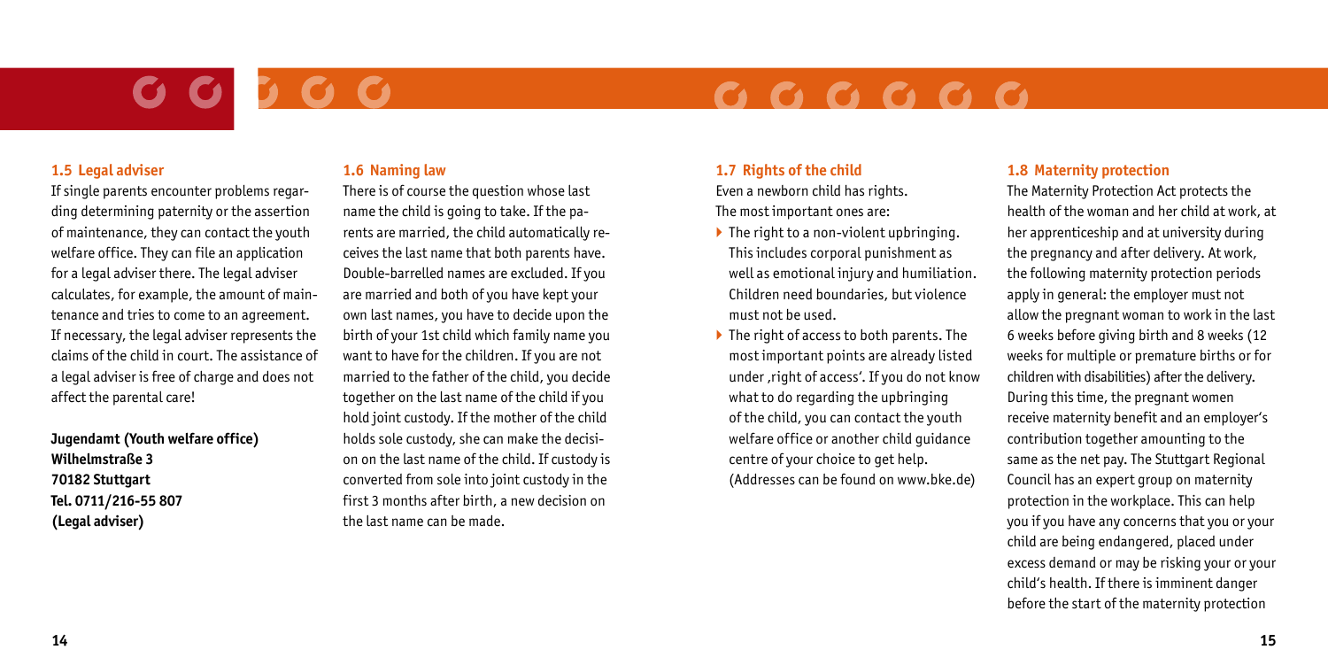### 1.5 Legal adviser

If single parents encounter problems regarding determining paternity or the assertion of maintenance, they can contact the youth welfare office. They can file an application for a legal adviser there. The legal adviser calculates, for example, the amount of maintenance and tries to come to an agreement. If necessary, the legal adviser represents the claims of the child in court. The assistance of a legal adviser is free of charge and does not affect the parental care!

**Jugendamt (Youth welfare office)**
**Wilhelmstraße 3**
**70182 Stuttgart**
**Tel. 0711/216-55 807**
**(Legal adviser)**

### 1.6 Naming law

There is of course the question whose last name the child is going to take. If the parents are married, the child automatically receives the last name that both parents have. Double-barrelled names are excluded. If you are married and both of you have kept your own last names, you have to decide upon the birth of your 1st child which family name you want to have for the children. If you are not married to the father of the child, you decide together on the last name of the child if you hold joint custody. If the mother of the child holds sole custody, she can make the decision on the last name of the child. If custody is converted from sole into joint custody in the first 3 months after birth, a new decision on the last name can be made.

### 1.7 Rights of the child

Even a newborn child has rights.
The most important ones are:

- The right to a non-violent upbringing. This includes corporal punishment as well as emotional injury and humiliation. Children need boundaries, but violence must not be used.
- The right of access to both parents. The most important points are already listed under ‚right of access'. If you do not know what to do regarding the upbringing of the child, you can contact the youth welfare office or another child guidance centre of your choice to get help. (Addresses can be found on www.bke.de)

### 1.8 Maternity protection

The Maternity Protection Act protects the health of the woman and her child at work, at her apprenticeship and at university during the pregnancy and after delivery. At work, the following maternity protection periods apply in general: the employer must not allow the pregnant woman to work in the last 6 weeks before giving birth and 8 weeks (12 weeks for multiple or premature births or for children with disabilities) after the delivery. During this time, the pregnant women receive maternity benefit and an employer's contribution together amounting to the same as the net pay. The Stuttgart Regional Council has an expert group on maternity protection in the workplace. This can help you if you have any concerns that you or your child are being endangered, placed under excess demand or may be risking your or your child's health. If there is imminent danger before the start of the maternity protection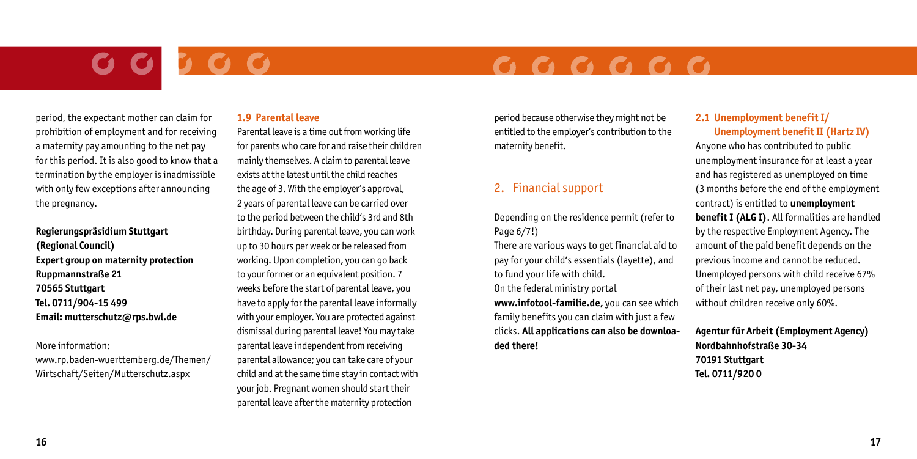period, the expectant mother can claim for prohibition of employment and for receiving a maternity pay amounting to the net pay for this period. It is also good to know that a termination by the employer is inadmissible with only few exceptions after announcing the pregnancy.

**Regierungspräsidium Stuttgart**
**(Regional Council)**
**Expert group on maternity protection**
**Ruppmannstraße 21**
**70565 Stuttgart**
**Tel. 0711/904-15 499**
**Email: mutterschutz@rps.bwl.de**

More information:
www.rp.baden-wuerttemberg.de/Themen/Wirtschaft/Seiten/Mutterschutz.aspx

### 1.9 Parental leave

Parental leave is a time out from working life for parents who care for and raise their children mainly themselves. A claim to parental leave exists at the latest until the child reaches the age of 3. With the employer's approval, 2 years of parental leave can be carried over to the period between the child's 3rd and 8th birthday. During parental leave, you can work up to 30 hours per week or be released from working. Upon completion, you can go back to your former or an equivalent position. 7 weeks before the start of parental leave, you have to apply for the parental leave informally with your employer. You are protected against dismissal during parental leave! You may take parental leave independent from receiving parental allowance; you can take care of your child and at the same time stay in contact with your job. Pregnant women should start their parental leave after the maternity protection period because otherwise they might not be entitled to the employer's contribution to the maternity benefit.

## 2. Financial support

Depending on the residence permit (refer to Page 6/7!)
There are various ways to get financial aid to pay for your child's essentials (layette), and to fund your life with child.
On the federal ministry portal **www.infotool-familie.de,** you can see which family benefits you can claim with just a few clicks. **All applications can also be downloaded there!**

### 2.1 Unemployment benefit I/ Unemployment benefit II (Hartz IV)

Anyone who has contributed to public unemployment insurance for at least a year and has registered as unemployed on time (3 months before the end of the employment contract) is entitled to **unemployment benefit I (ALG I)**. All formalities are handled by the respective Employment Agency. The amount of the paid benefit depends on the previous income and cannot be reduced. Unemployed persons with child receive 67% of their last net pay, unemployed persons without children receive only 60%.

**Agentur für Arbeit (Employment Agency)**
**Nordbahnhofstraße 30-34**
**70191 Stuttgart**
**Tel. 0711/920 0**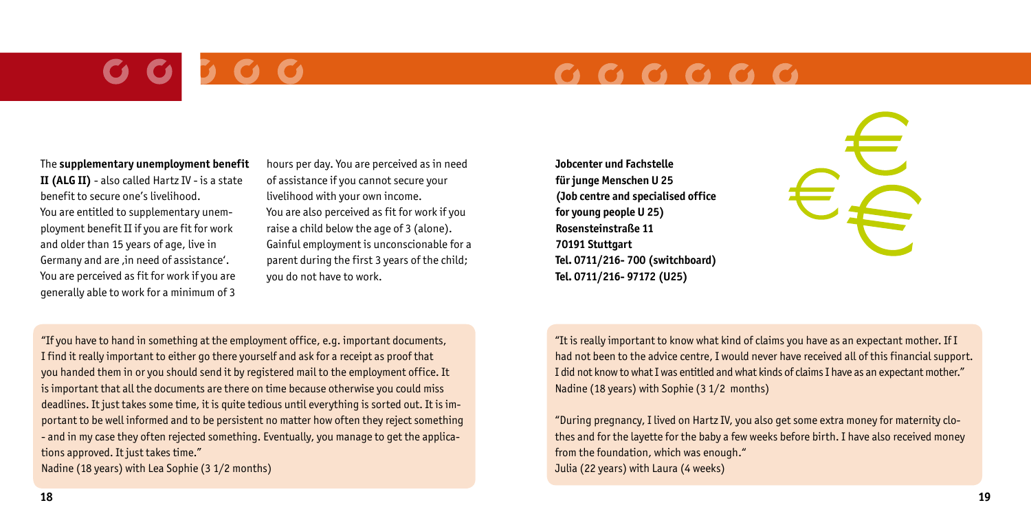The **supplementary unemployment benefit II (ALG II)** - also called Hartz IV - is a state benefit to secure one's livelihood. You are entitled to supplementary unemployment benefit II if you are fit for work and older than 15 years of age, live in Germany and are ‚in need of assistance'. You are perceived as fit for work if you are generally able to work for a minimum of 3 hours per day. You are perceived as in need of assistance if you cannot secure your livelihood with your own income. You are also perceived as fit for work if you raise a child below the age of 3 (alone). Gainful employment is unconscionable for a parent during the first 3 years of the child; you do not have to work.

"If you have to hand in something at the employment office, e.g. important documents, I find it really important to either go there yourself and ask for a receipt as proof that you handed them in or you should send it by registered mail to the employment office. It is important that all the documents are there on time because otherwise you could miss deadlines. It just takes some time, it is quite tedious until everything is sorted out. It is important to be well informed and to be persistent no matter how often they reject something - and in my case they often rejected something. Eventually, you manage to get the applications approved. It just takes time."
Nadine (18 years) with Lea Sophie (3 1/2 months)

**Jobcenter und Fachstelle für junge Menschen U 25**
**(Job centre and specialised office for young people U 25)**
**Rosensteinstraße 11**
**70191 Stuttgart**
**Tel. 0711/216- 700 (switchboard)**
**Tel. 0711/216- 97172 (U25)**

"It is really important to know what kind of claims you have as an expectant mother. If I had not been to the advice centre, I would never have received all of this financial support. I did not know to what I was entitled and what kinds of claims I have as an expectant mother."
Nadine (18 years) with Sophie (3 1/2 months)

"During pregnancy, I lived on Hartz IV, you also get some extra money for maternity clothes and for the layette for the baby a few weeks before birth. I have also received money from the foundation, which was enough."
Julia (22 years) with Laura (4 weeks)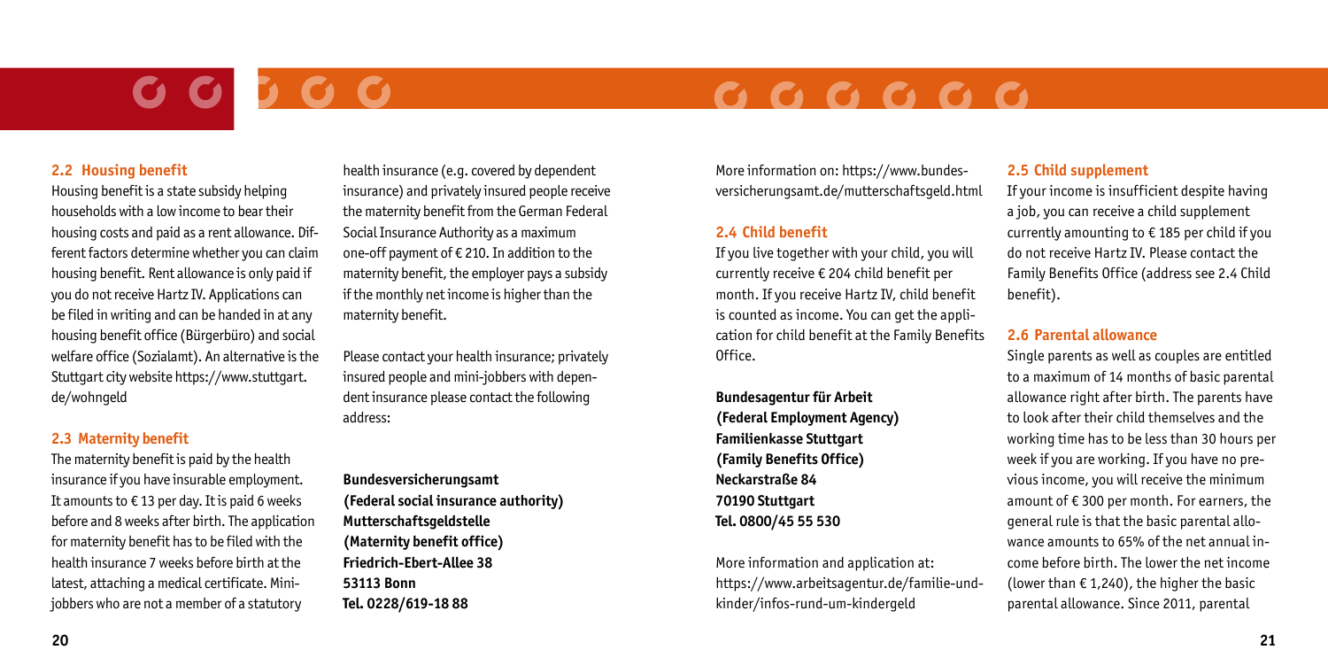## 2.2 Housing benefit

Housing benefit is a state subsidy helping households with a low income to bear their housing costs and paid as a rent allowance. Different factors determine whether you can claim housing benefit. Rent allowance is only paid if you do not receive Hartz IV. Applications can be filed in writing and can be handed in at any housing benefit office (Bürgerbüro) and social welfare office (Sozialamt). An alternative is the Stuttgart city website https://www.stuttgart.de/wohngeld

## 2.3 Maternity benefit

The maternity benefit is paid by the health insurance if you have insurable employment. It amounts to € 13 per day. It is paid 6 weeks before and 8 weeks after birth. The application for maternity benefit has to be filed with the health insurance 7 weeks before birth at the latest, attaching a medical certificate. Mini-jobbers who are not a member of a statutory health insurance (e.g. covered by dependent insurance) and privately insured people receive the maternity benefit from the German Federal Social Insurance Authority as a maximum one-off payment of € 210. In addition to the maternity benefit, the employer pays a subsidy if the monthly net income is higher than the maternity benefit.

Please contact your health insurance; privately insured people and mini-jobbers with dependent insurance please contact the following address:

**Bundesversicherungsamt**
**(Federal social insurance authority)**
**Mutterschaftsgeldstelle**
**(Maternity benefit office)**
**Friedrich-Ebert-Allee 38**
**53113 Bonn**
**Tel. 0228/619-18 88**

More information on: https://www.bundesversicherungsamt.de/mutterschaftsgeld.html

## 2.4 Child benefit

If you live together with your child, you will currently receive € 204 child benefit per month. If you receive Hartz IV, child benefit is counted as income. You can get the application for child benefit at the Family Benefits Office.

**Bundesagentur für Arbeit**
**(Federal Employment Agency)**
**Familienkasse Stuttgart**
**(Family Benefits Office)**
**Neckarstraße 84**
**70190 Stuttgart**
**Tel. 0800/45 55 530**

More information and application at: https://www.arbeitsagentur.de/familie-und-kinder/infos-rund-um-kindergeld

## 2.5 Child supplement

If your income is insufficient despite having a job, you can receive a child supplement currently amounting to € 185 per child if you do not receive Hartz IV. Please contact the Family Benefits Office (address see 2.4 Child benefit).

## 2.6 Parental allowance

Single parents as well as couples are entitled to a maximum of 14 months of basic parental allowance right after birth. The parents have to look after their child themselves and the working time has to be less than 30 hours per week if you are working. If you have no previous income, you will receive the minimum amount of € 300 per month. For earners, the general rule is that the basic parental allowance amounts to 65% of the net annual income before birth. The lower the net income (lower than € 1,240), the higher the basic parental allowance. Since 2011, parental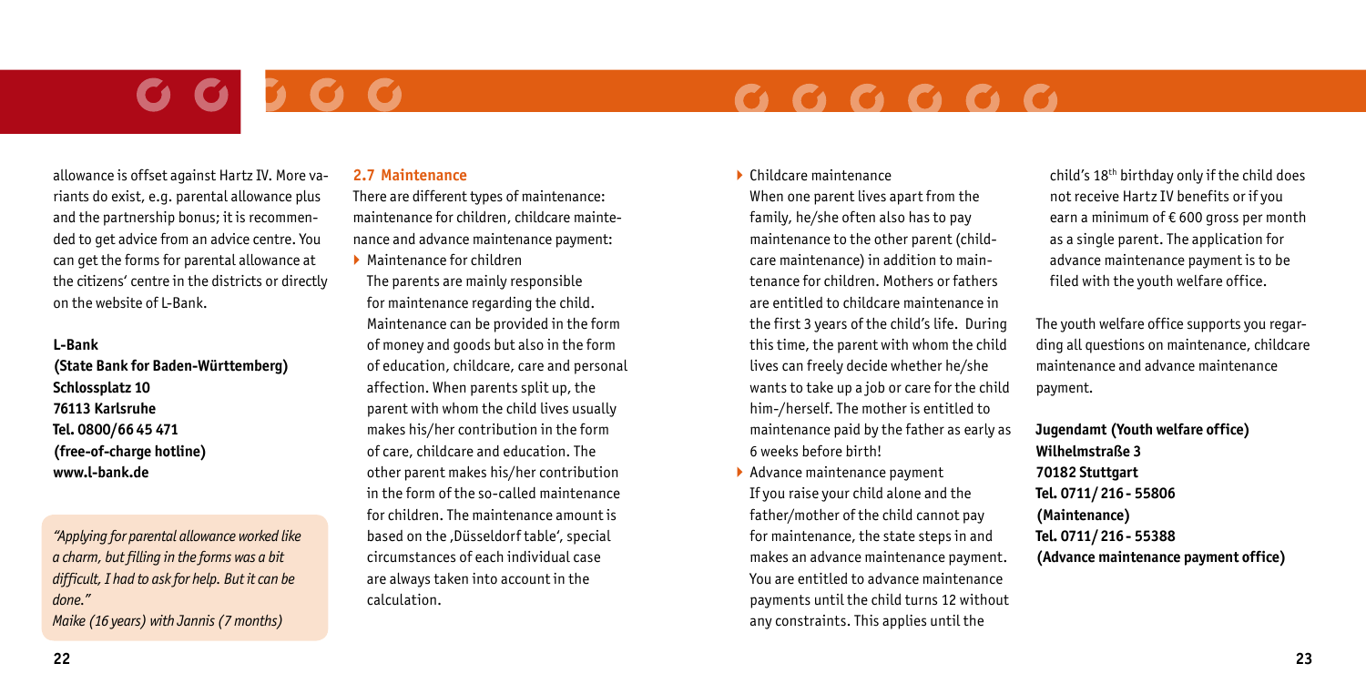allowance is offset against Hartz IV. More variants do exist, e.g. parental allowance plus and the partnership bonus; it is recommended to get advice from an advice centre. You can get the forms for parental allowance at the citizens' centre in the districts or directly on the website of L-Bank.

**L-Bank**
**(State Bank for Baden-Württemberg)**
**Schlossplatz 10**
**76113 Karlsruhe**
**Tel. 0800/66 45 471**
**(free-of-charge hotline)**
**www.l-bank.de**

*"Applying for parental allowance worked like a charm, but filling in the forms was a bit difficult, I had to ask for help. But it can be done."*
*Maike (16 years) with Jannis (7 months)*

## 2.7 Maintenance

There are different types of maintenance: maintenance for children, childcare maintenance and advance maintenance payment:

- Maintenance for children
  The parents are mainly responsible for maintenance regarding the child. Maintenance can be provided in the form of money and goods but also in the form of education, childcare, care and personal affection. When parents split up, the parent with whom the child lives usually makes his/her contribution in the form of care, childcare and education. The other parent makes his/her contribution in the form of the so-called maintenance for children. The maintenance amount is based on the ‚Düsseldorf table', special circumstances of each individual case are always taken into account in the calculation.
- Childcare maintenance
  When one parent lives apart from the family, he/she often also has to pay maintenance to the other parent (childcare maintenance) in addition to maintenance for children. Mothers or fathers are entitled to childcare maintenance in the first 3 years of the child's life. During this time, the parent with whom the child lives can freely decide whether he/she wants to take up a job or care for the child him-/herself. The mother is entitled to maintenance paid by the father as early as 6 weeks before birth!
- Advance maintenance payment
  If you raise your child alone and the father/mother of the child cannot pay for maintenance, the state steps in and makes an advance maintenance payment. You are entitled to advance maintenance payments until the child turns 12 without any constraints. This applies until the child's 18th birthday only if the child does not receive Hartz IV benefits or if you earn a minimum of € 600 gross per month as a single parent. The application for advance maintenance payment is to be filed with the youth welfare office.

The youth welfare office supports you regarding all questions on maintenance, childcare maintenance and advance maintenance payment.

**Jugendamt (Youth welfare office)**
**Wilhelmstraße 3**
**70182 Stuttgart**
**Tel. 0711/ 216 - 55806**
**(Maintenance)**
**Tel. 0711/ 216 - 55388**
**(Advance maintenance payment office)**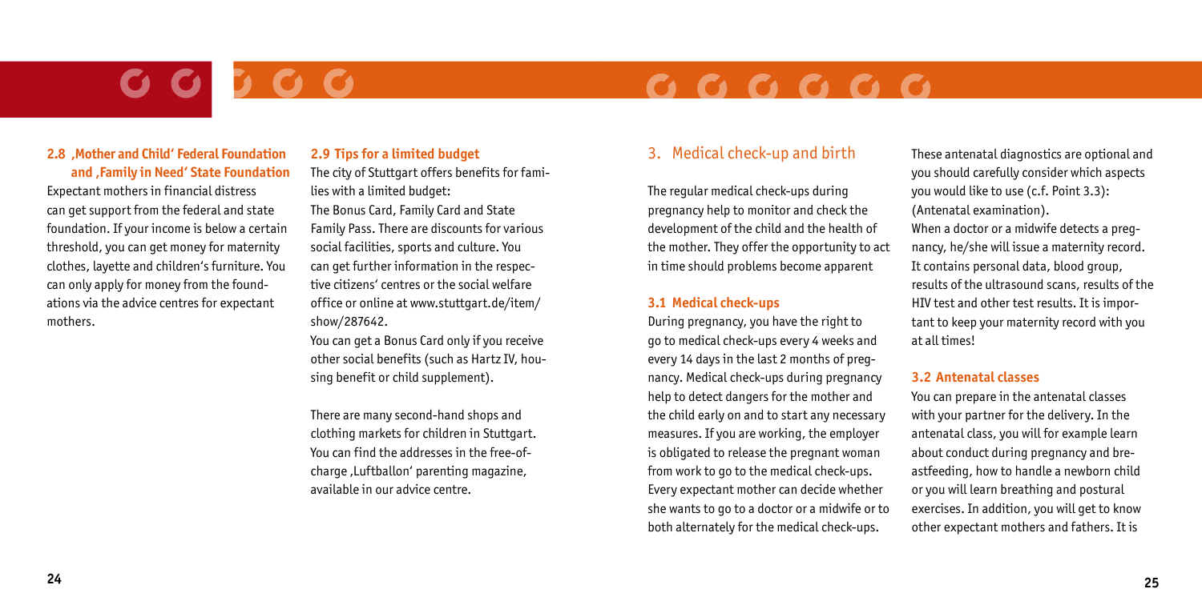### 2.8 ‚Mother and Child' Federal Foundation and ‚Family in Need' State Foundation

Expectant mothers in financial distress can get support from the federal and state foundation. If your income is below a certain threshold, you can get money for maternity clothes, layette and children's furniture. You can only apply for money from the foundations via the advice centres for expectant mothers.

### 2.9 Tips for a limited budget

The city of Stuttgart offers benefits for families with a limited budget:
The Bonus Card, Family Card and State Family Pass. There are discounts for various social facilities, sports and culture. You can get further information in the respective citizens' centres or the social welfare office or online at www.stuttgart.de/item/show/287642.
You can get a Bonus Card only if you receive other social benefits (such as Hartz IV, housing benefit or child supplement).

There are many second-hand shops and clothing markets for children in Stuttgart. You can find the addresses in the free-of-charge ‚Luftballon' parenting magazine, available in our advice centre.

## 3. Medical check-up and birth

The regular medical check-ups during pregnancy help to monitor and check the development of the child and the health of the mother. They offer the opportunity to act in time should problems become apparent

### 3.1 Medical check-ups

During pregnancy, you have the right to go to medical check-ups every 4 weeks and every 14 days in the last 2 months of pregnancy. Medical check-ups during pregnancy help to detect dangers for the mother and the child early on and to start any necessary measures. If you are working, the employer is obligated to release the pregnant woman from work to go to the medical check-ups. Every expectant mother can decide whether she wants to go to a doctor or a midwife or to both alternately for the medical check-ups.

These antenatal diagnostics are optional and you should carefully consider which aspects you would like to use (c.f. Point 3.3): (Antenatal examination).
When a doctor or a midwife detects a pregnancy, he/she will issue a maternity record. It contains personal data, blood group, results of the ultrasound scans, results of the HIV test and other test results. It is important to keep your maternity record with you at all times!

### 3.2 Antenatal classes

You can prepare in the antenatal classes with your partner for the delivery. In the antenatal class, you will for example learn about conduct during pregnancy and breastfeeding, how to handle a newborn child or you will learn breathing and postural exercises. In addition, you will get to know other expectant mothers and fathers. It is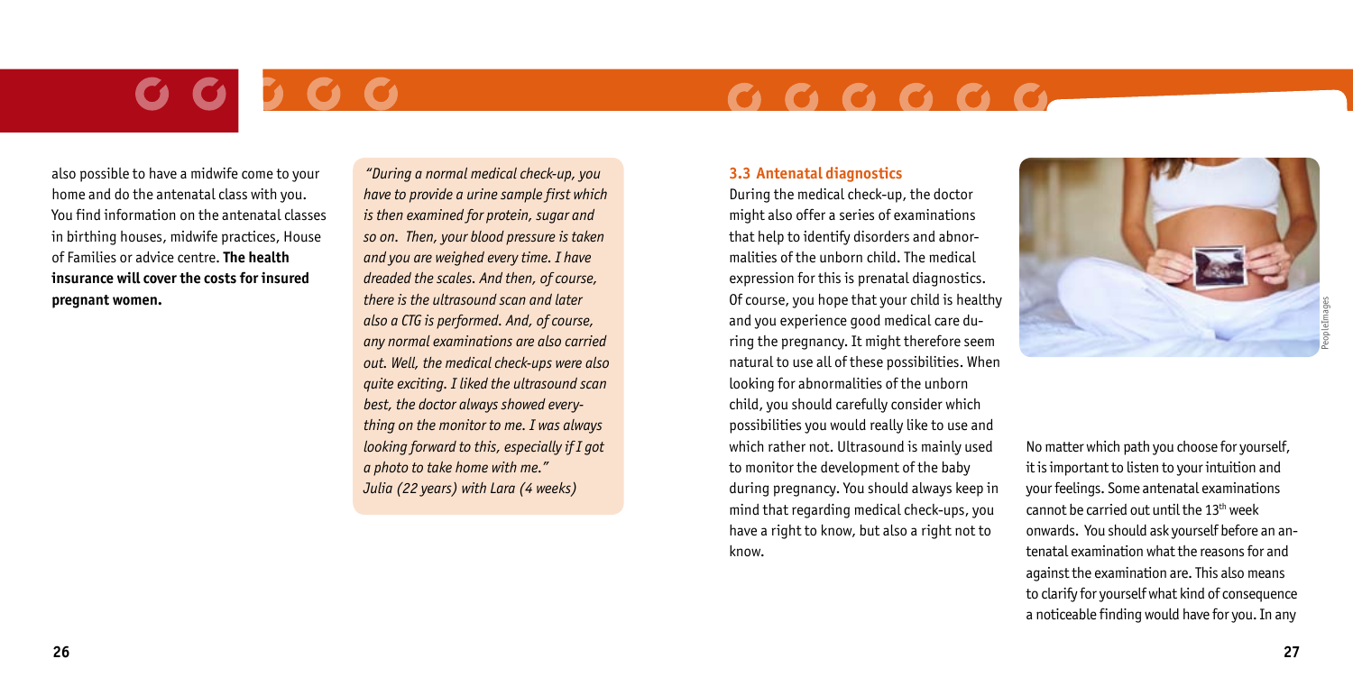also possible to have a midwife come to your home and do the antenatal class with you. You find information on the antenatal classes in birthing houses, midwife practices, House of Families or advice centre. **The health insurance will cover the costs for insured pregnant women.**

*"During a normal medical check-up, you have to provide a urine sample first which is then examined for protein, sugar and so on. Then, your blood pressure is taken and you are weighed every time. I have dreaded the scales. And then, of course, there is the ultrasound scan and later also a CTG is performed. And, of course, any normal examinations are also carried out. Well, the medical check-ups were also quite exciting. I liked the ultrasound scan best, the doctor always showed everything on the monitor to me. I was always looking forward to this, especially if I got a photo to take home with me."*
*Julia (22 years) with Lara (4 weeks)*

### 3.3 Antenatal diagnostics

During the medical check-up, the doctor might also offer a series of examinations that help to identify disorders and abnormalities of the unborn child. The medical expression for this is prenatal diagnostics. Of course, you hope that your child is healthy and you experience good medical care during the pregnancy. It might therefore seem natural to use all of these possibilities. When looking for abnormalities of the unborn child, you should carefully consider which possibilities you would really like to use and which rather not. Ultrasound is mainly used to monitor the development of the baby during pregnancy. You should always keep in mind that regarding medical check-ups, you have a right to know, but also a right not to know.

PeopleImages

No matter which path you choose for yourself, it is important to listen to your intuition and your feelings. Some antenatal examinations cannot be carried out until the 13th week onwards. You should ask yourself before an antenatal examination what the reasons for and against the examination are. This also means to clarify for yourself what kind of consequence a noticeable finding would have for you. In any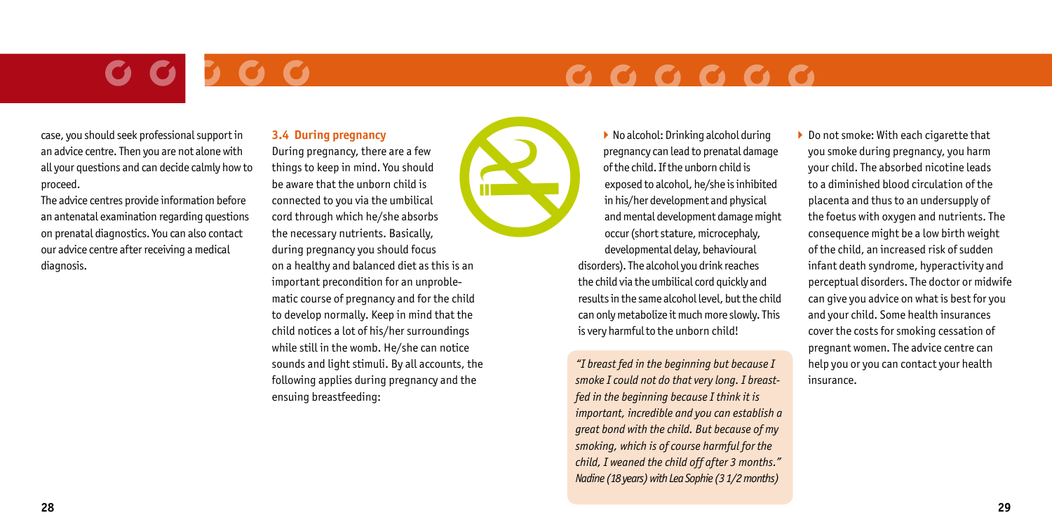case, you should seek professional support in an advice centre. Then you are not alone with all your questions and can decide calmly how to proceed.

The advice centres provide information before an antenatal examination regarding questions on prenatal diagnostics. You can also contact our advice centre after receiving a medical diagnosis.

### 3.4 During pregnancy

During pregnancy, there are a few things to keep in mind. You should be aware that the unborn child is connected to you via the umbilical cord through which he/she absorbs the necessary nutrients. Basically, during pregnancy you should focus on a healthy and balanced diet as this is an important precondition for an unproblematic course of pregnancy and for the child to develop normally. Keep in mind that the child notices a lot of his/her surroundings while still in the womb. He/she can notice sounds and light stimuli. By all accounts, the following applies during pregnancy and the ensuing breastfeeding:

- No alcohol: Drinking alcohol during pregnancy can lead to prenatal damage of the child. If the unborn child is exposed to alcohol, he/she is inhibited in his/her development and physical and mental development damage might occur (short stature, microcephaly, developmental delay, behavioural disorders). The alcohol you drink reaches the child via the umbilical cord quickly and results in the same alcohol level, but the child can only metabolize it much more slowly. This is very harmful to the unborn child!

*"I breast fed in the beginning but because I smoke I could not do that very long. I breast-fed in the beginning because I think it is important, incredible and you can establish a great bond with the child. But because of my smoking, which is of course harmful for the child, I weaned the child off after 3 months."*
*Nadine (18 years) with Lea Sophie (3 1/2 months)*

- Do not smoke: With each cigarette that you smoke during pregnancy, you harm your child. The absorbed nicotine leads to a diminished blood circulation of the placenta and thus to an undersupply of the foetus with oxygen and nutrients. The consequence might be a low birth weight of the child, an increased risk of sudden infant death syndrome, hyperactivity and perceptual disorders. The doctor or midwife can give you advice on what is best for you and your child. Some health insurances cover the costs for smoking cessation of pregnant women. The advice centre can help you or you can contact your health insurance.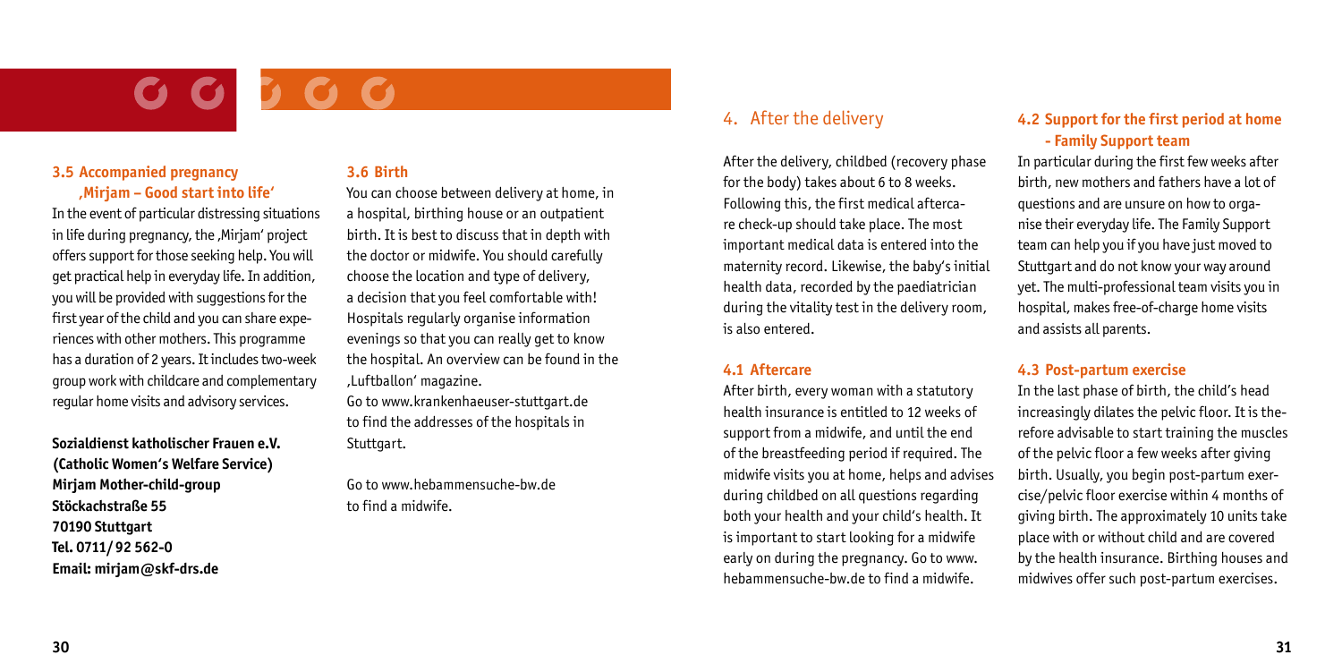### 3.5 Accompanied pregnancy ‚Mirjam – Good start into life'

In the event of particular distressing situations in life during pregnancy, the ‚Mirjam' project offers support for those seeking help. You will get practical help in everyday life. In addition, you will be provided with suggestions for the first year of the child and you can share experiences with other mothers. This programme has a duration of 2 years. It includes two-week group work with childcare and complementary regular home visits and advisory services.

**Sozialdienst katholischer Frauen e.V.**
**(Catholic Women's Welfare Service)**
**Mirjam Mother-child-group**
**Stöckachstraße 55**
**70190 Stuttgart**
**Tel. 0711/ 92 562-0**
**Email: mirjam@skf-drs.de**

### 3.6 Birth

You can choose between delivery at home, in a hospital, birthing house or an outpatient birth. It is best to discuss that in depth with the doctor or midwife. You should carefully choose the location and type of delivery, a decision that you feel comfortable with! Hospitals regularly organise information evenings so that you can really get to know the hospital. An overview can be found in the ‚Luftballon' magazine.
Go to www.krankenhaeuser-stuttgart.de to find the addresses of the hospitals in Stuttgart.

Go to www.hebammensuche-bw.de to find a midwife.

## 4. After the delivery

After the delivery, childbed (recovery phase for the body) takes about 6 to 8 weeks. Following this, the first medical aftercare check-up should take place. The most important medical data is entered into the maternity record. Likewise, the baby's initial health data, recorded by the paediatrician during the vitality test in the delivery room, is also entered.

### 4.1 Aftercare

After birth, every woman with a statutory health insurance is entitled to 12 weeks of support from a midwife, and until the end of the breastfeeding period if required. The midwife visits you at home, helps and advises during childbed on all questions regarding both your health and your child's health. It is important to start looking for a midwife early on during the pregnancy. Go to www.hebammensuche-bw.de to find a midwife.

### 4.2 Support for the first period at home - Family Support team

In particular during the first few weeks after birth, new mothers and fathers have a lot of questions and are unsure on how to organise their everyday life. The Family Support team can help you if you have just moved to Stuttgart and do not know your way around yet. The multi-professional team visits you in hospital, makes free-of-charge home visits and assists all parents.

### 4.3 Post-partum exercise

In the last phase of birth, the child's head increasingly dilates the pelvic floor. It is therefore advisable to start training the muscles of the pelvic floor a few weeks after giving birth. Usually, you begin post-partum exercise/pelvic floor exercise within 4 months of giving birth. The approximately 10 units take place with or without child and are covered by the health insurance. Birthing houses and midwives offer such post-partum exercises.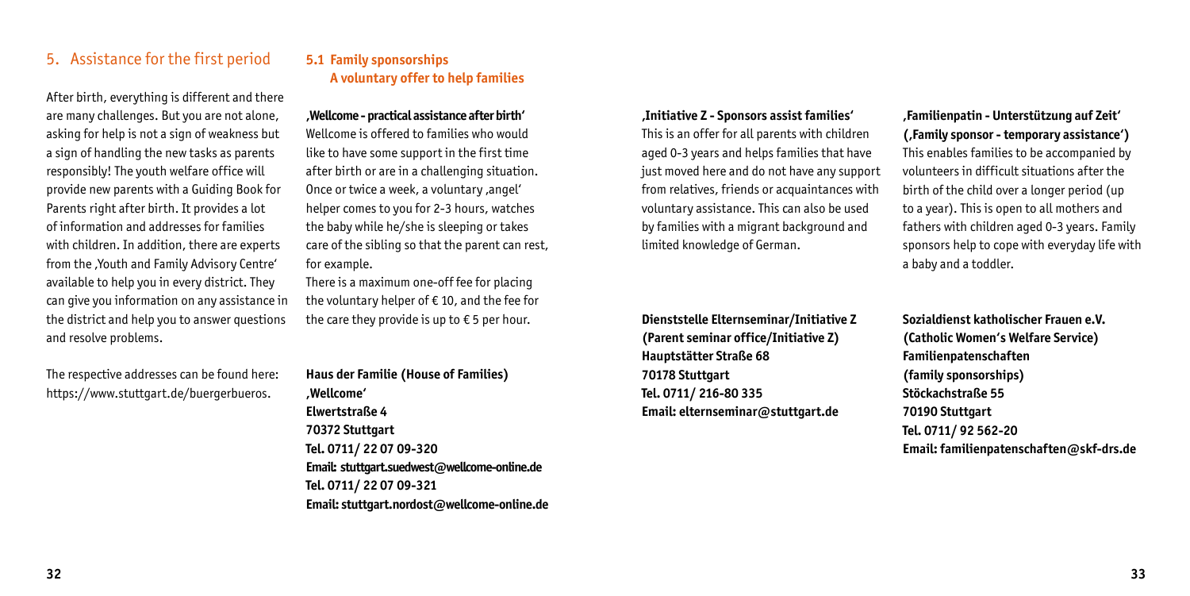## 5. Assistance for the first period

After birth, everything is different and there are many challenges. But you are not alone, asking for help is not a sign of weakness but a sign of handling the new tasks as parents responsibly! The youth welfare office will provide new parents with a Guiding Book for Parents right after birth. It provides a lot of information and addresses for families with children. In addition, there are experts from the ‚Youth and Family Advisory Centre' available to help you in every district. They can give you information on any assistance in the district and help you to answer questions and resolve problems.

The respective addresses can be found here: https://www.stuttgart.de/buergerbueros.

### 5.1 Family sponsorships A voluntary offer to help families

**‚Wellcome - practical assistance after birth'**
Wellcome is offered to families who would like to have some support in the first time after birth or are in a challenging situation. Once or twice a week, a voluntary ‚angel' helper comes to you for 2-3 hours, watches the baby while he/she is sleeping or takes care of the sibling so that the parent can rest, for example.
There is a maximum one-off fee for placing the voluntary helper of € 10, and the fee for the care they provide is up to € 5 per hour.

**Haus der Familie (House of Families)**
**‚Wellcome'**
**Elwertstraße 4**
**70372 Stuttgart**
**Tel. 0711/ 22 07 09-320**
**Email: stuttgart.suedwest@wellcome-online.de**
**Tel. 0711/ 22 07 09-321**
**Email: stuttgart.nordost@wellcome-online.de**

**‚Initiative Z - Sponsors assist families'**
This is an offer for all parents with children aged 0-3 years and helps families that have just moved here and do not have any support from relatives, friends or acquaintances with voluntary assistance. This can also be used by families with a migrant background and limited knowledge of German.

**Dienststelle Elternseminar/Initiative Z**
**(Parent seminar office/Initiative Z)**
**Hauptstätter Straße 68**
**70178 Stuttgart**
**Tel. 0711/ 216-80 335**
**Email: elternseminar@stuttgart.de**

**‚Familienpatin - Unterstützung auf Zeit'**
**(‚Family sponsor - temporary assistance')**
This enables families to be accompanied by volunteers in difficult situations after the birth of the child over a longer period (up to a year). This is open to all mothers and fathers with children aged 0-3 years. Family sponsors help to cope with everyday life with a baby and a toddler.

**Sozialdienst katholischer Frauen e.V.**
**(Catholic Women's Welfare Service)**
**Familienpatenschaften**
**(family sponsorships)**
**Stöckachstraße 55**
**70190 Stuttgart**
**Tel. 0711/ 92 562-20**
**Email: familienpatenschaften@skf-drs.de**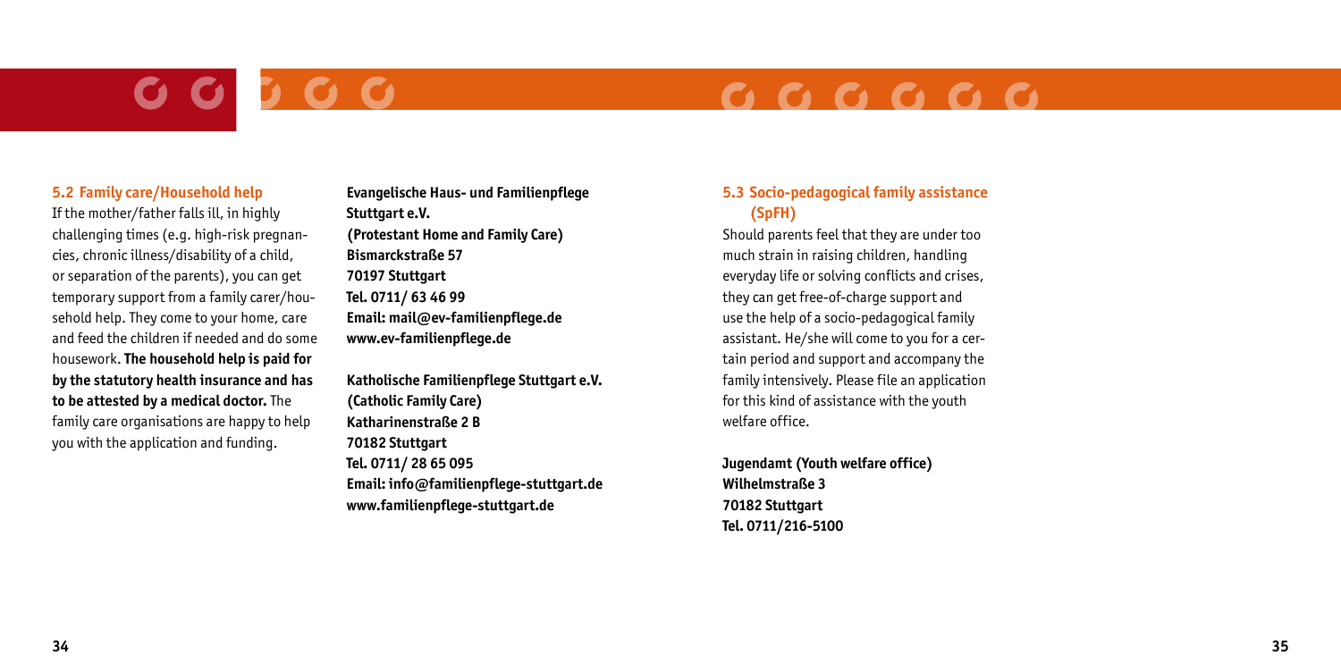### 5.2 Family care/Household help

If the mother/father falls ill, in highly challenging times (e.g. high-risk pregnancies, chronic illness/disability of a child, or separation of the parents), you can get temporary support from a family carer/household help. They come to your home, care and feed the children if needed and do some housework. **The household help is paid for by the statutory health insurance and has to be attested by a medical doctor.** The family care organisations are happy to help you with the application and funding.

**Evangelische Haus- und Familienpflege Stuttgart e.V.**
**(Protestant Home and Family Care)**
**Bismarckstraße 57**
**70197 Stuttgart**
**Tel. 0711/ 63 46 99**
**Email: mail@ev-familienpflege.de**
**www.ev-familienpflege.de**

**Katholische Familienpflege Stuttgart e.V.**
**(Catholic Family Care)**
**Katharinenstraße 2 B**
**70182 Stuttgart**
**Tel. 0711/ 28 65 095**
**Email: info@familienpflege-stuttgart.de**
**www.familienpflege-stuttgart.de**

### 5.3 Socio-pedagogical family assistance (SpFH)

Should parents feel that they are under too much strain in raising children, handling everyday life or solving conflicts and crises, they can get free-of-charge support and use the help of a socio-pedagogical family assistant. He/she will come to you for a certain period and support and accompany the family intensively. Please file an application for this kind of assistance with the youth welfare office.

**Jugendamt (Youth welfare office)**
**Wilhelmstraße 3**
**70182 Stuttgart**
**Tel. 0711/216-5100**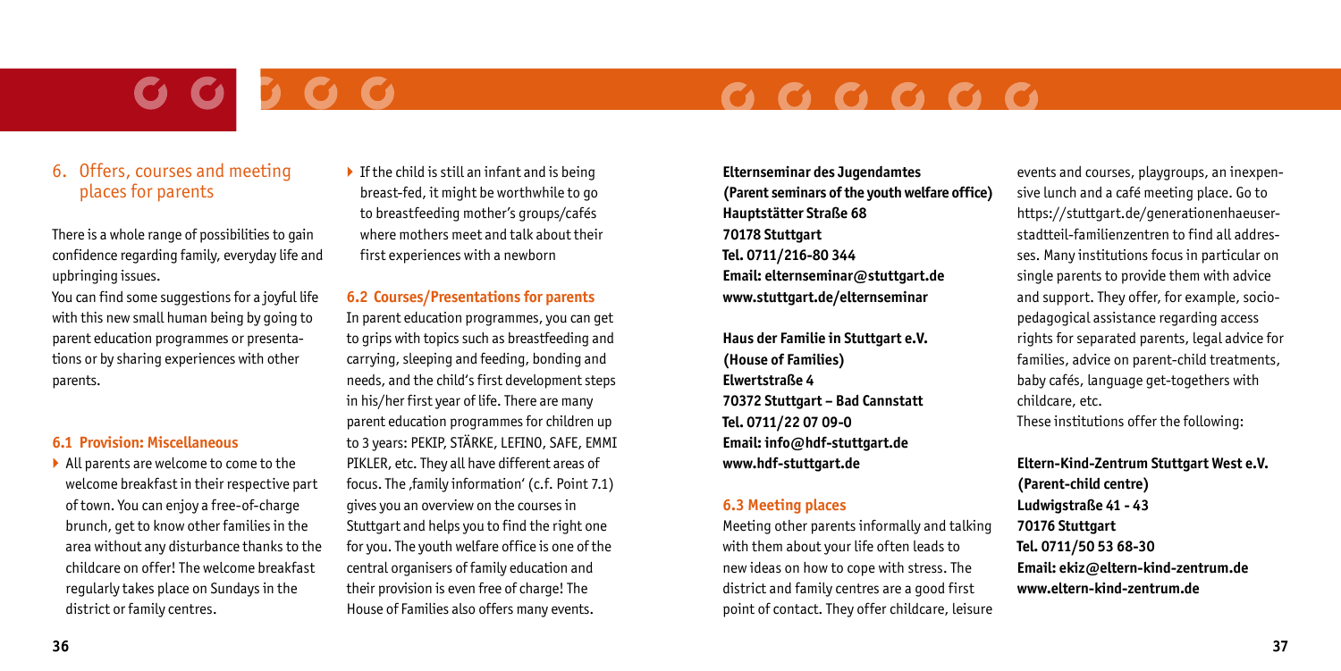## 6. Offers, courses and meeting places for parents

There is a whole range of possibilities to gain confidence regarding family, everyday life and upbringing issues.
You can find some suggestions for a joyful life with this new small human being by going to parent education programmes or presentations or by sharing experiences with other parents.

### 6.1 Provision: Miscellaneous

- All parents are welcome to come to the welcome breakfast in their respective part of town. You can enjoy a free-of-charge brunch, get to know other families in the area without any disturbance thanks to the childcare on offer! The welcome breakfast regularly takes place on Sundays in the district or family centres.
- If the child is still an infant and is being breast-fed, it might be worthwhile to go to breastfeeding mother's groups/cafés where mothers meet and talk about their first experiences with a newborn

### 6.2 Courses/Presentations for parents

In parent education programmes, you can get to grips with topics such as breastfeeding and carrying, sleeping and feeding, bonding and needs, and the child's first development steps in his/her first year of life. There are many parent education programmes for children up to 3 years: PEKIP, STÄRKE, LEFINO, SAFE, EMMI PIKLER, etc. They all have different areas of focus. The ‚family information' (c.f. Point 7.1) gives you an overview on the courses in Stuttgart and helps you to find the right one for you. The youth welfare office is one of the central organisers of family education and their provision is even free of charge! The House of Families also offers many events.

**Elternseminar des Jugendamtes**
**(Parent seminars of the youth welfare office)**
**Hauptstätter Straße 68**
**70178 Stuttgart**
**Tel. 0711/216-80 344**
**Email: elternseminar@stuttgart.de**
**www.stuttgart.de/elternseminar**

**Haus der Familie in Stuttgart e.V.**
**(House of Families)**
**Elwertstraße 4**
**70372 Stuttgart – Bad Cannstatt**
**Tel. 0711/22 07 09-0**
**Email: info@hdf-stuttgart.de**
**www.hdf-stuttgart.de**

### 6.3 Meeting places

Meeting other parents informally and talking with them about your life often leads to new ideas on how to cope with stress. The district and family centres are a good first point of contact. They offer childcare, leisure events and courses, playgroups, an inexpensive lunch and a café meeting place. Go to https://stuttgart.de/generationenhaeuser-stadtteil-familienzentren to find all addresses. Many institutions focus in particular on single parents to provide them with advice and support. They offer, for example, socio-pedagogical assistance regarding access rights for separated parents, legal advice for families, advice on parent-child treatments, baby cafés, language get-togethers with childcare, etc.
These institutions offer the following:

**Eltern-Kind-Zentrum Stuttgart West e.V.**
**(Parent-child centre)**
**Ludwigstraße 41 - 43**
**70176 Stuttgart**
**Tel. 0711/50 53 68-30**
**Email: ekiz@eltern-kind-zentrum.de**
**www.eltern-kind-zentrum.de**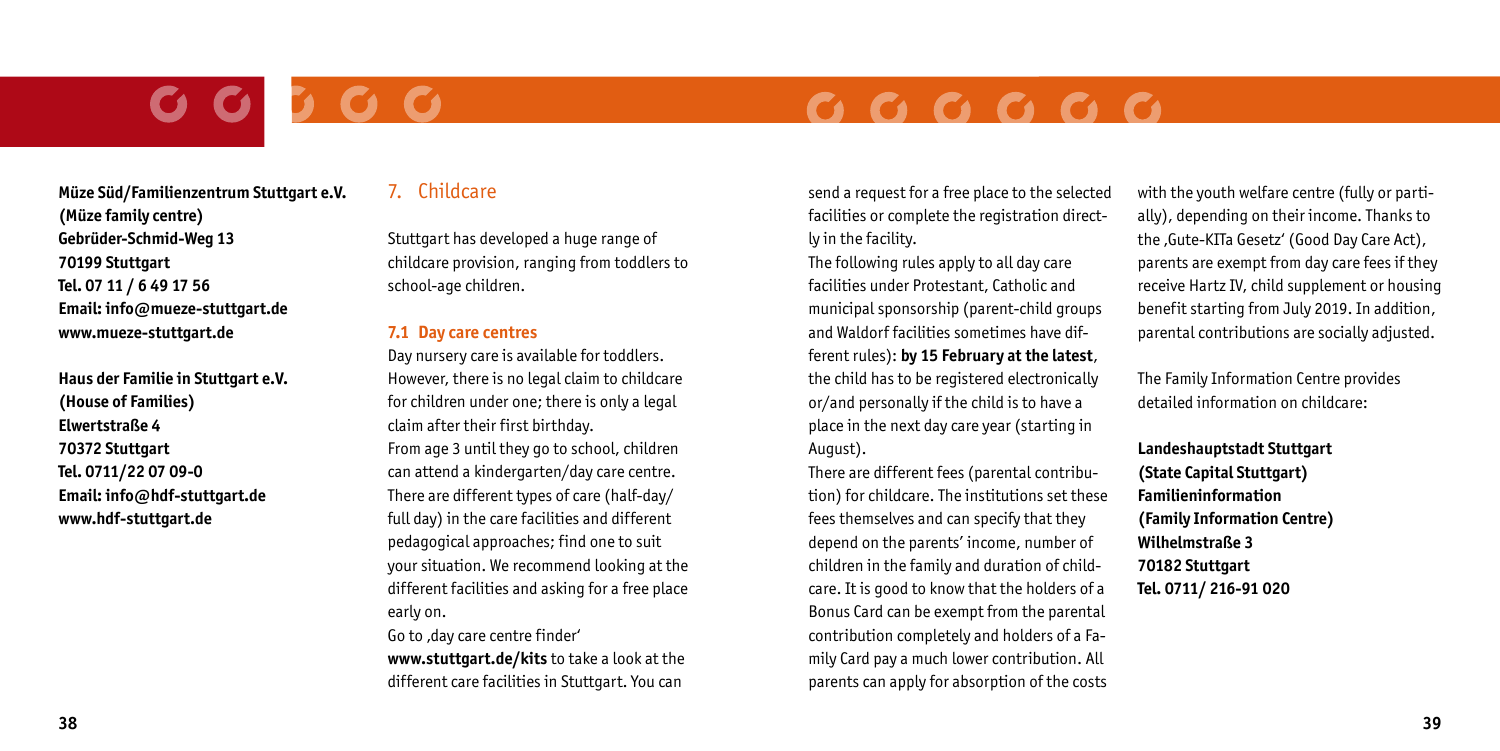**Müze Süd/Familienzentrum Stuttgart e.V.**
**(Müze family centre)**
**Gebrüder-Schmid-Weg 13**
**70199 Stuttgart**
**Tel. 07 11 / 6 49 17 56**
**Email: info@mueze-stuttgart.de**
**www.mueze-stuttgart.de**

**Haus der Familie in Stuttgart e.V.**
**(House of Families)**
**Elwertstraße 4**
**70372 Stuttgart**
**Tel. 0711/22 07 09-0**
**Email: info@hdf-stuttgart.de**
**www.hdf-stuttgart.de**

## 7. Childcare

Stuttgart has developed a huge range of childcare provision, ranging from toddlers to school-age children.

### 7.1 Day care centres

Day nursery care is available for toddlers. However, there is no legal claim to childcare for children under one; there is only a legal claim after their first birthday.
From age 3 until they go to school, children can attend a kindergarten/day care centre. There are different types of care (half-day/full day) in the care facilities and different pedagogical approaches; find one to suit your situation. We recommend looking at the different facilities and asking for a free place early on.
Go to ‚day care centre finder' **www.stuttgart.de/kits** to take a look at the different care facilities in Stuttgart. You can send a request for a free place to the selected facilities or complete the registration directly in the facility.
The following rules apply to all day care facilities under Protestant, Catholic and municipal sponsorship (parent-child groups and Waldorf facilities sometimes have different rules): **by 15 February at the latest**, the child has to be registered electronically or/and personally if the child is to have a place in the next day care year (starting in August).
There are different fees (parental contribution) for childcare. The institutions set these fees themselves and can specify that they depend on the parents' income, number of children in the family and duration of childcare. It is good to know that the holders of a Bonus Card can be exempt from the parental contribution completely and holders of a Family Card pay a much lower contribution. All parents can apply for absorption of the costs with the youth welfare centre (fully or partially), depending on their income. Thanks to the ‚Gute-KITa Gesetz' (Good Day Care Act), parents are exempt from day care fees if they receive Hartz IV, child supplement or housing benefit starting from July 2019. In addition, parental contributions are socially adjusted.

The Family Information Centre provides detailed information on childcare:

**Landeshauptstadt Stuttgart**
**(State Capital Stuttgart)**
**Familieninformation**
**(Family Information Centre)**
**Wilhelmstraße 3**
**70182 Stuttgart**
**Tel. 0711/ 216-91 020**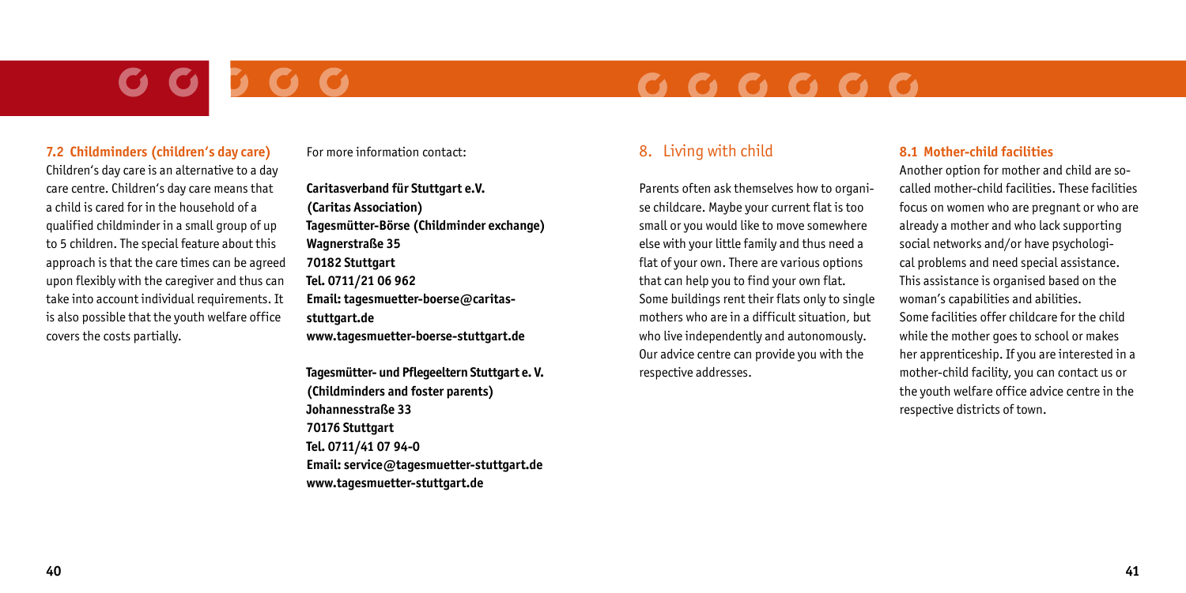### 7.2 Childminders (children's day care)

Children's day care is an alternative to a day care centre. Children's day care means that a child is cared for in the household of a qualified childminder in a small group of up to 5 children. The special feature about this approach is that the care times can be agreed upon flexibly with the caregiver and thus can take into account individual requirements. It is also possible that the youth welfare office covers the costs partially.

For more information contact:

**Caritasverband für Stuttgart e.V.**
**(Caritas Association)**
**Tagesmütter-Börse (Childminder exchange)**
**Wagnerstraße 35**
**70182 Stuttgart**
**Tel. 0711/21 06 962**
**Email: tagesmuetter-boerse@caritas-stuttgart.de**
**www.tagesmuetter-boerse-stuttgart.de**

**Tagesmütter- und Pflegeeltern Stuttgart e. V.**
**(Childminders and foster parents)**
**Johannesstraße 33**
**70176 Stuttgart**
**Tel. 0711/41 07 94-0**
**Email: service@tagesmuetter-stuttgart.de**
**www.tagesmuetter-stuttgart.de**

## 8. Living with child

Parents often ask themselves how to organise childcare. Maybe your current flat is too small or you would like to move somewhere else with your little family and thus need a flat of your own. There are various options that can help you to find your own flat. Some buildings rent their flats only to single mothers who are in a difficult situation, but who live independently and autonomously. Our advice centre can provide you with the respective addresses.

### 8.1 Mother-child facilities

Another option for mother and child are so-called mother-child facilities. These facilities focus on women who are pregnant or who are already a mother and who lack supporting social networks and/or have psychological problems and need special assistance. This assistance is organised based on the woman's capabilities and abilities.
Some facilities offer childcare for the child while the mother goes to school or makes her apprenticeship. If you are interested in a mother-child facility, you can contact us or the youth welfare office advice centre in the respective districts of town.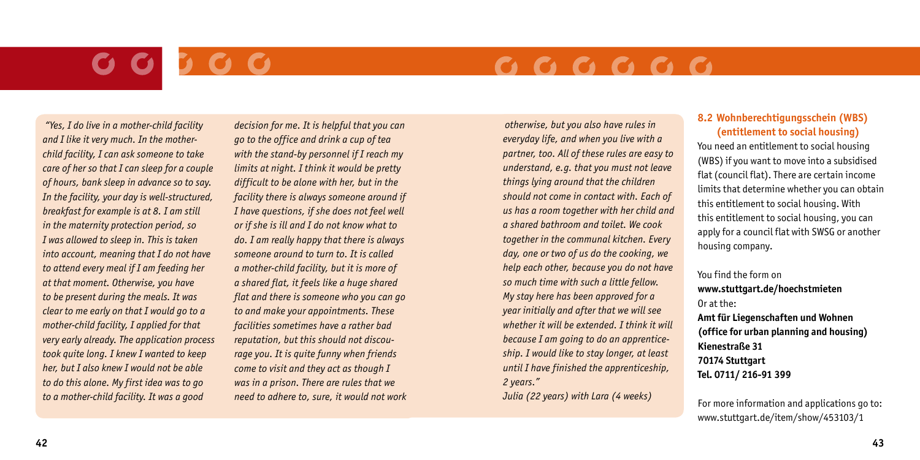*"Yes, I do live in a mother-child facility and I like it very much. In the mother-child facility, I can ask someone to take care of her so that I can sleep for a couple of hours, bank sleep in advance so to say. In the facility, your day is well-structured, breakfast for example is at 8. I am still in the maternity protection period, so I was allowed to sleep in. This is taken into account, meaning that I do not have to attend every meal if I am feeding her at that moment. Otherwise, you have to be present during the meals. It was clear to me early on that I would go to a mother-child facility, I applied for that very early already. The application process took quite long. I knew I wanted to keep her, but I also knew I would not be able to do this alone. My first idea was to go to a mother-child facility. It was a good decision for me. It is helpful that you can go to the office and drink a cup of tea with the stand-by personnel if I reach my limits at night. I think it would be pretty difficult to be alone with her, but in the facility there is always someone around if I have questions, if she does not feel well or if she is ill and I do not know what to do. I am really happy that there is always someone around to turn to. It is called a mother-child facility, but it is more of a shared flat, it feels like a huge shared flat and there is someone who you can go to and make your appointments. These facilities sometimes have a rather bad reputation, but this should not discourage you. It is quite funny when friends come to visit and they act as though I was in a prison. There are rules that we need to adhere to, sure, it would not work otherwise, but you also have rules in everyday life, and when you live with a partner, too. All of these rules are easy to understand, e.g. that you must not leave things lying around that the children should not come in contact with. Each of us has a room together with her child and a shared bathroom and toilet. We cook together in the communal kitchen. Every day, one or two of us do the cooking, we help each other, because you do not have so much time with such a little fellow. My stay here has been approved for a year initially and after that we will see whether it will be extended. I think it will because I am going to do an apprenticeship. I would like to stay longer, at least until I have finished the apprenticeship, 2 years."*

*Julia (22 years) with Lara (4 weeks)*

## 8.2 Wohnberechtigungsschein (WBS) (entitlement to social housing)

You need an entitlement to social housing (WBS) if you want to move into a subsidised flat (council flat). There are certain income limits that determine whether you can obtain this entitlement to social housing. With this entitlement to social housing, you can apply for a council flat with SWSG or another housing company.

You find the form on
**www.stuttgart.de/hoechstmieten**
Or at the:
**Amt für Liegenschaften und Wohnen**
**(office for urban planning and housing)**
**Kienestraße 31**
**70174 Stuttgart**
**Tel. 0711/ 216-91 399**

For more information and applications go to:
www.stuttgart.de/item/show/453103/1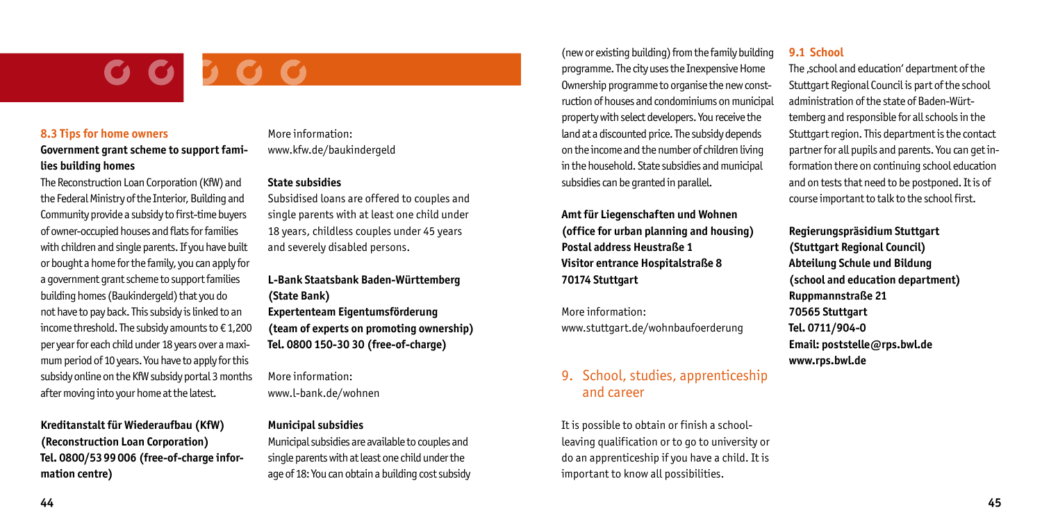### 8.3 Tips for home owners

**Government grant scheme to support families building homes**

The Reconstruction Loan Corporation (KfW) and the Federal Ministry of the Interior, Building and Community provide a subsidy to first-time buyers of owner-occupied houses and flats for families with children and single parents. If you have built or bought a home for the family, you can apply for a government grant scheme to support families building homes (Baukindergeld) that you do not have to pay back. This subsidy is linked to an income threshold. The subsidy amounts to € 1,200 per year for each child under 18 years over a maximum period of 10 years. You have to apply for this subsidy online on the KfW subsidy portal 3 months after moving into your home at the latest.

**Kreditanstalt für Wiederaufbau (KfW)**
**(Reconstruction Loan Corporation)**
**Tel. 0800/53 99 006 (free-of-charge information centre)**

More information:
www.kfw.de/baukindergeld

**State subsidies**

Subsidised loans are offered to couples and single parents with at least one child under 18 years, childless couples under 45 years and severely disabled persons.

**L-Bank Staatsbank Baden-Württemberg**
**(State Bank)**
**Expertenteam Eigentumsförderung**
**(team of experts on promoting ownership)**
**Tel. 0800 150-30 30 (free-of-charge)**

More information:
www.l-bank.de/wohnen

**Municipal subsidies**

Municipal subsidies are available to couples and single parents with at least one child under the age of 18: You can obtain a building cost subsidy (new or existing building) from the family building programme. The city uses the Inexpensive Home Ownership programme to organise the new construction of houses and condominiums on municipal property with select developers. You receive the land at a discounted price. The subsidy depends on the income and the number of children living in the household. State subsidies and municipal subsidies can be granted in parallel.

**Amt für Liegenschaften und Wohnen**
**(office for urban planning and housing)**
**Postal address Heustraße 1**
**Visitor entrance Hospitalstraße 8**
**70174 Stuttgart**

More information:
www.stuttgart.de/wohnbaufoerderung

## 9. School, studies, apprenticeship and career

It is possible to obtain or finish a school-leaving qualification or to go to university or do an apprenticeship if you have a child. It is important to know all possibilities.

### 9.1 School

The ‚school and education' department of the Stuttgart Regional Council is part of the school administration of the state of Baden-Württemberg and responsible for all schools in the Stuttgart region. This department is the contact partner for all pupils and parents. You can get information there on continuing school education and on tests that need to be postponed. It is of course important to talk to the school first.

**Regierungspräsidium Stuttgart**
**(Stuttgart Regional Council)**
**Abteilung Schule und Bildung**
**(school and education department)**
**Ruppmannstraße 21**
**70565 Stuttgart**
**Tel. 0711/904-0**
**Email: poststelle@rps.bwl.de**
**www.rps.bwl.de**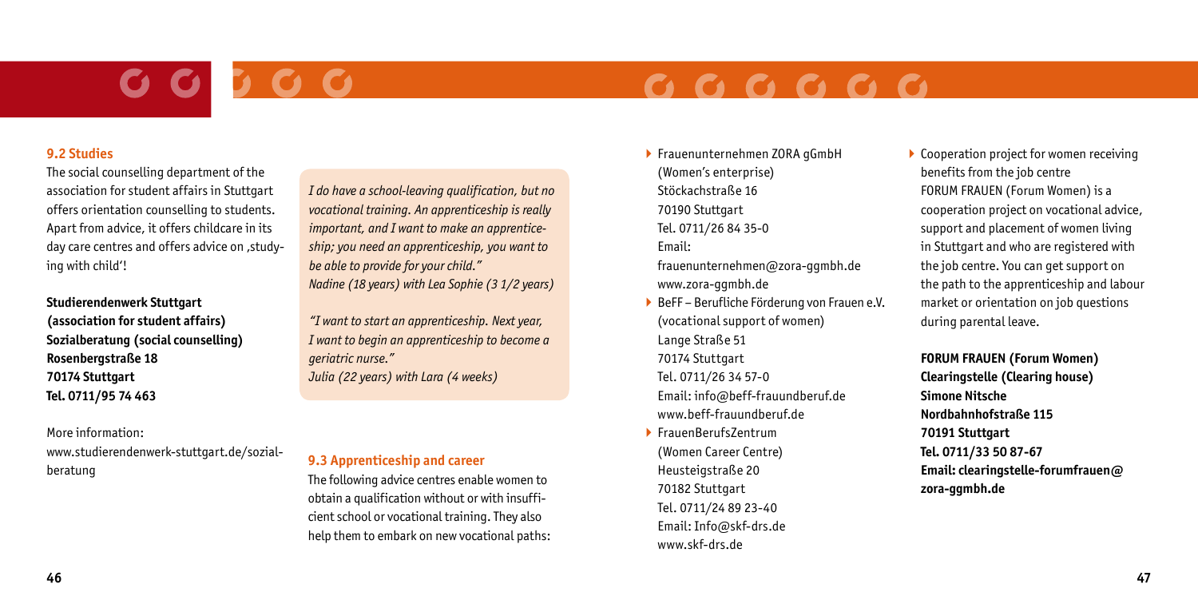### 9.2 Studies

The social counselling department of the association for student affairs in Stuttgart offers orientation counselling to students. Apart from advice, it offers childcare in its day care centres and offers advice on ‚studying with child'!

**Studierendenwerk Stuttgart**
**(association for student affairs)**
**Sozialberatung (social counselling)**
**Rosenbergstraße 18**
**70174 Stuttgart**
**Tel. 0711/95 74 463**

More information:
www.studierendenwerk-stuttgart.de/sozialberatung

*I do have a school-leaving qualification, but no vocational training. An apprenticeship is really important, and I want to make an apprenticeship; you need an apprenticeship, you want to be able to provide for your child."*
*Nadine (18 years) with Lea Sophie (3 1/2 years)*

*"I want to start an apprenticeship. Next year, I want to begin an apprenticeship to become a geriatric nurse."*
*Julia (22 years) with Lara (4 weeks)*

### 9.3 Apprenticeship and career

The following advice centres enable women to obtain a qualification without or with insufficient school or vocational training. They also help them to embark on new vocational paths:

- Frauenunternehmen ZORA gGmbH
  (Women's enterprise)
  Stöckachstraße 16
  70190 Stuttgart
  Tel. 0711/26 84 35-0
  Email:
  frauenunternehmen@zora-ggmbh.de
  www.zora-ggmbh.de
- BeFF – Berufliche Förderung von Frauen e.V.
  (vocational support of women)
  Lange Straße 51
  70174 Stuttgart
  Tel. 0711/26 34 57-0
  Email: info@beff-frauundberuf.de
  www.beff-frauundberuf.de
- FrauenBerufsZentrum
  (Women Career Centre)
  Heusteigstraße 20
  70182 Stuttgart
  Tel. 0711/24 89 23-40
  Email: Info@skf-drs.de
  www.skf-drs.de
- Cooperation project for women receiving benefits from the job centre
  FORUM FRAUEN (Forum Women) is a cooperation project on vocational advice, support and placement of women living in Stuttgart and who are registered with the job centre. You can get support on the path to the apprenticeship and labour market or orientation on job questions during parental leave.

**FORUM FRAUEN (Forum Women)**
**Clearingstelle (Clearing house)**
**Simone Nitsche**
**Nordbahnhofstraße 115**
**70191 Stuttgart**
**Tel. 0711/33 50 87-67**
**Email: clearingstelle-forumfrauen@zora-ggmbh.de**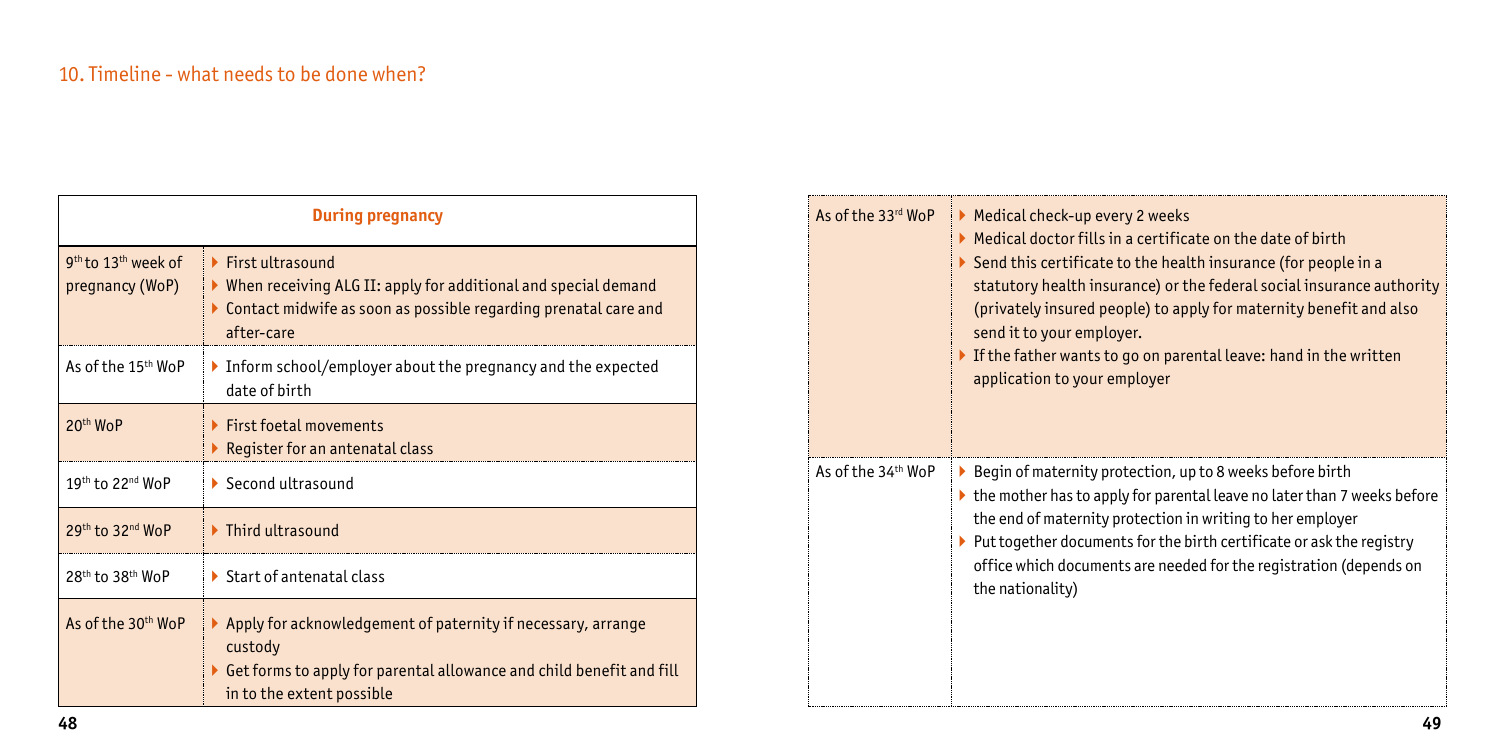## 10. Timeline - what needs to be done when?

| During pregnancy | |
|---|---|
| 9th to 13th week of pregnancy (WoP) | ▸ First ultrasound<br>▸ When receiving ALG II: apply for additional and special demand<br>▸ Contact midwife as soon as possible regarding prenatal care and after-care |
| As of the 15th WoP | ▸ Inform school/employer about the pregnancy and the expected date of birth |
| 20th WoP | ▸ First foetal movements<br>▸ Register for an antenatal class |
| 19th to 22nd WoP | ▸ Second ultrasound |
| 29th to 32nd WoP | ▸ Third ultrasound |
| 28th to 38th WoP | ▸ Start of antenatal class |
| As of the 30th WoP | ▸ Apply for acknowledgement of paternity if necessary, arrange custody<br>▸ Get forms to apply for parental allowance and child benefit and fill in to the extent possible |
| As of the 33rd WoP | ▸ Medical check-up every 2 weeks<br>▸ Medical doctor fills in a certificate on the date of birth<br>▸ Send this certificate to the health insurance (for people in a statutory health insurance) or the federal social insurance authority (privately insured people) to apply for maternity benefit and also send it to your employer.<br>▸ If the father wants to go on parental leave: hand in the written application to your employer |
| As of the 34th WoP | ▸ Begin of maternity protection, up to 8 weeks before birth<br>▸ the mother has to apply for parental leave no later than 7 weeks before the end of maternity protection in writing to her employer<br>▸ Put together documents for the birth certificate or ask the registry office which documents are needed for the registration (depends on the nationality) |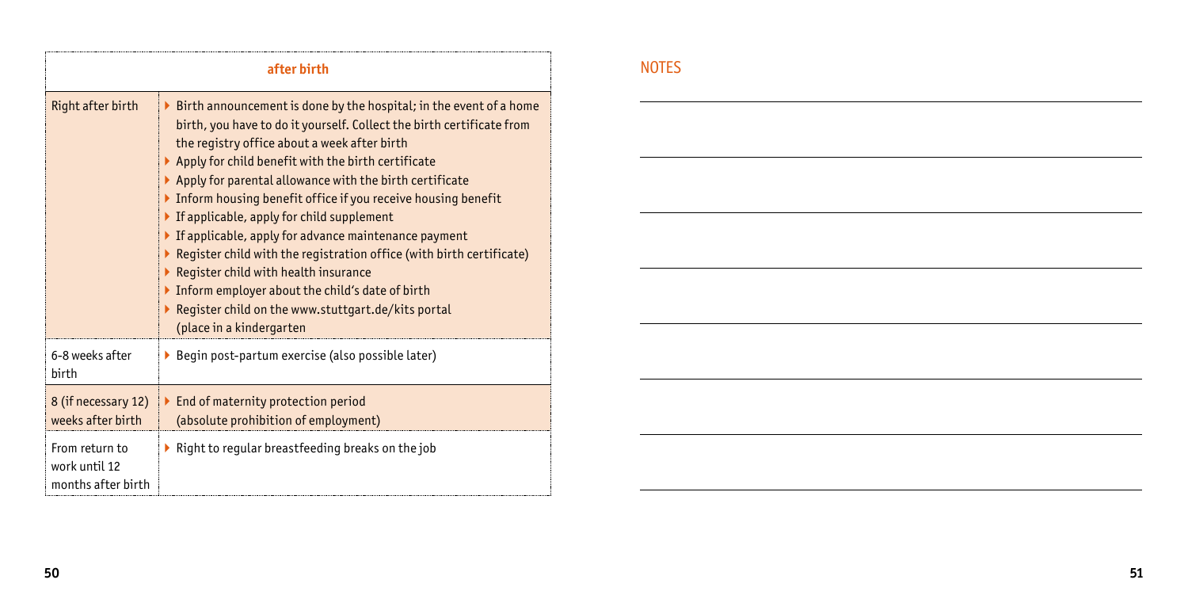| after birth | |
|---|---|
| Right after birth | ▸ Birth announcement is done by the hospital; in the event of a home birth, you have to do it yourself. Collect the birth certificate from the registry office about a week after birth<br>▸ Apply for child benefit with the birth certificate<br>▸ Apply for parental allowance with the birth certificate<br>▸ Inform housing benefit office if you receive housing benefit<br>▸ If applicable, apply for child supplement<br>▸ If applicable, apply for advance maintenance payment<br>▸ Register child with the registration office (with birth certificate)<br>▸ Register child with health insurance<br>▸ Inform employer about the child's date of birth<br>▸ Register child on the www.stuttgart.de/kits portal (place in a kindergarten |
| 6-8 weeks after birth | ▸ Begin post-partum exercise (also possible later) |
| 8 (if necessary 12) weeks after birth | ▸ End of maternity protection period (absolute prohibition of employment) |
| From return to work until 12 months after birth | ▸ Right to regular breastfeeding breaks on the job |

## NOTES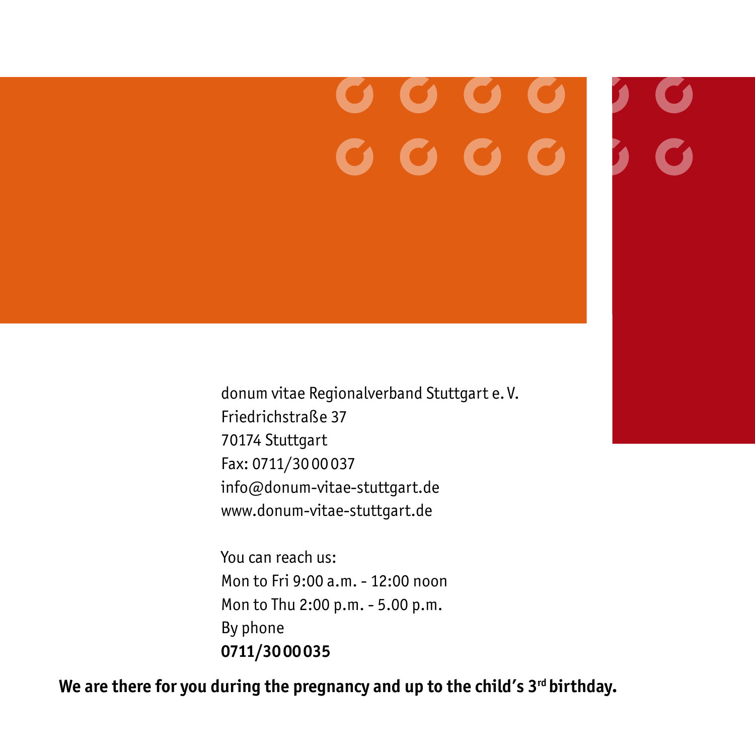donum vitae Regionalverband Stuttgart e. V.
Friedrichstraße 37
70174 Stuttgart
Fax: 0711/30 00 037
info@donum-vitae-stuttgart.de
www.donum-vitae-stuttgart.de

You can reach us:
Mon to Fri 9:00 a.m. - 12:00 noon
Mon to Thu 2:00 p.m. - 5.00 p.m.
By phone
**0711/30 00 035**

**We are there for you during the pregnancy and up to the child's 3rd birthday.**